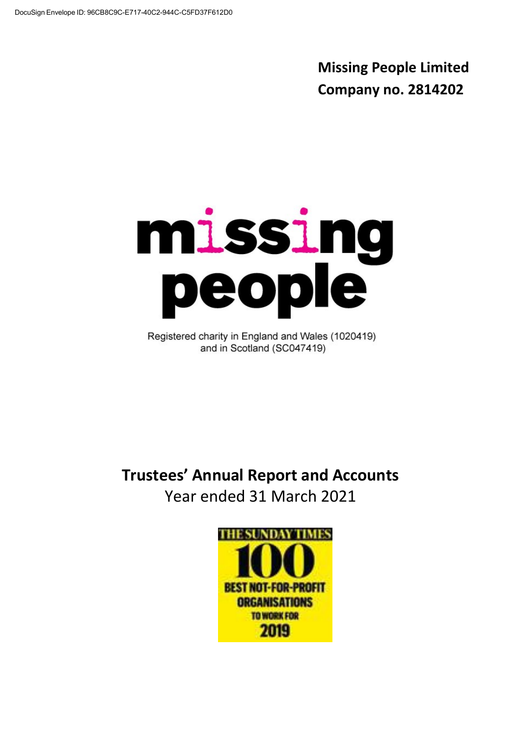**Missing People Limited**

**Company no. 2814202**

missing people

Registered charity in England and Wales (1020419) and in Scotland (SC047419)

# Trustees' Annual Report and Accounts

Year ended 31 March 2021

THE SUNDAY TIMES 100 BEST NOT-FOR-PROFIT ORGANISATIONS TO WORK FOR 2019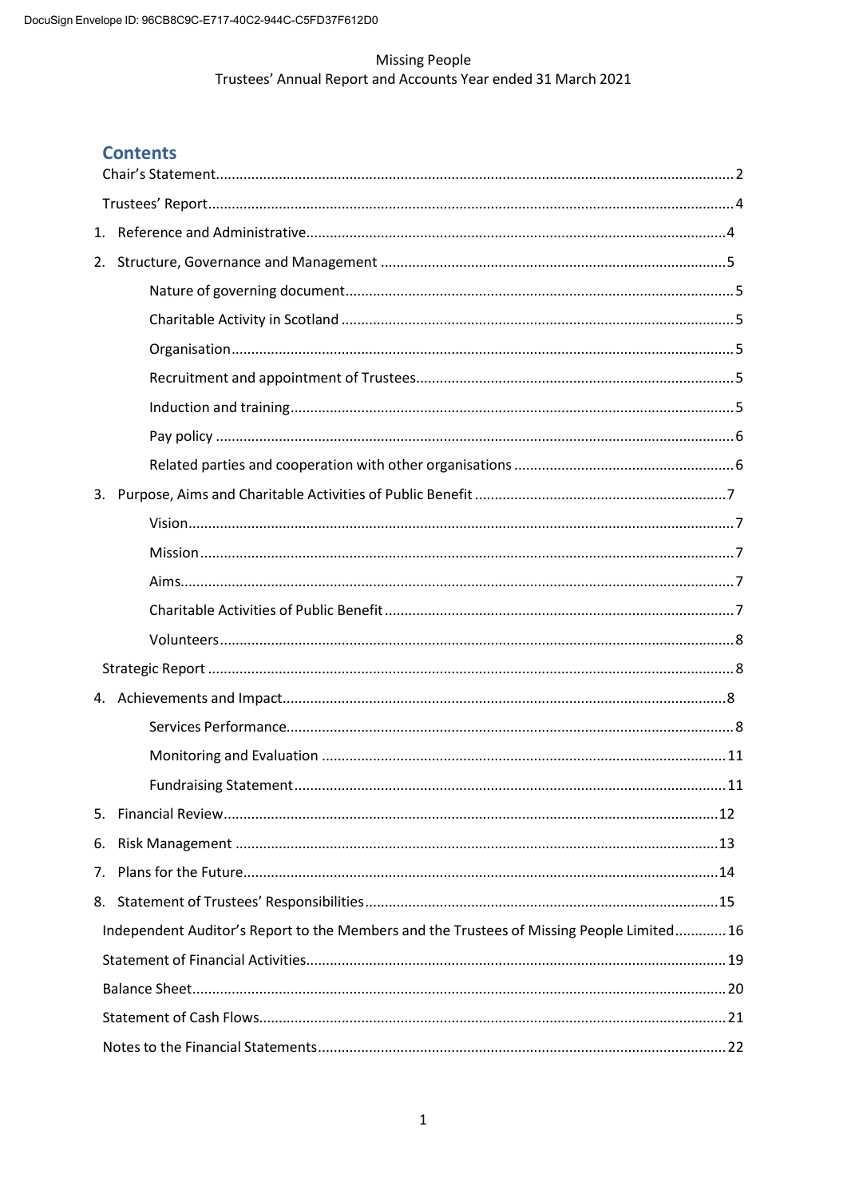Missing People
Trustees' Annual Report and Accounts Year ended 31 March 2021

## Contents

Chair's Statement .......... 2

Trustees' Report .......... 4

1. Reference and Administrative .......... 4
2. Structure, Governance and Management .......... 5
    - Nature of governing document .......... 5
    - Charitable Activity in Scotland .......... 5
    - Organisation .......... 5
    - Recruitment and appointment of Trustees .......... 5
    - Induction and training .......... 5
    - Pay policy .......... 6
    - Related parties and cooperation with other organisations .......... 6
3. Purpose, Aims and Charitable Activities of Public Benefit .......... 7
    - Vision .......... 7
    - Mission .......... 7
    - Aims .......... 7
    - Charitable Activities of Public Benefit .......... 7
    - Volunteers .......... 8

Strategic Report .......... 8

4. Achievements and Impact .......... 8
    - Services Performance .......... 8
    - Monitoring and Evaluation .......... 11
    - Fundraising Statement .......... 11
5. Financial Review .......... 12
6. Risk Management .......... 13
7. Plans for the Future .......... 14
8. Statement of Trustees' Responsibilities .......... 15

Independent Auditor's Report to the Members and the Trustees of Missing People Limited .......... 16

Statement of Financial Activities .......... 19

Balance Sheet .......... 20

Statement of Cash Flows .......... 21

Notes to the Financial Statements .......... 22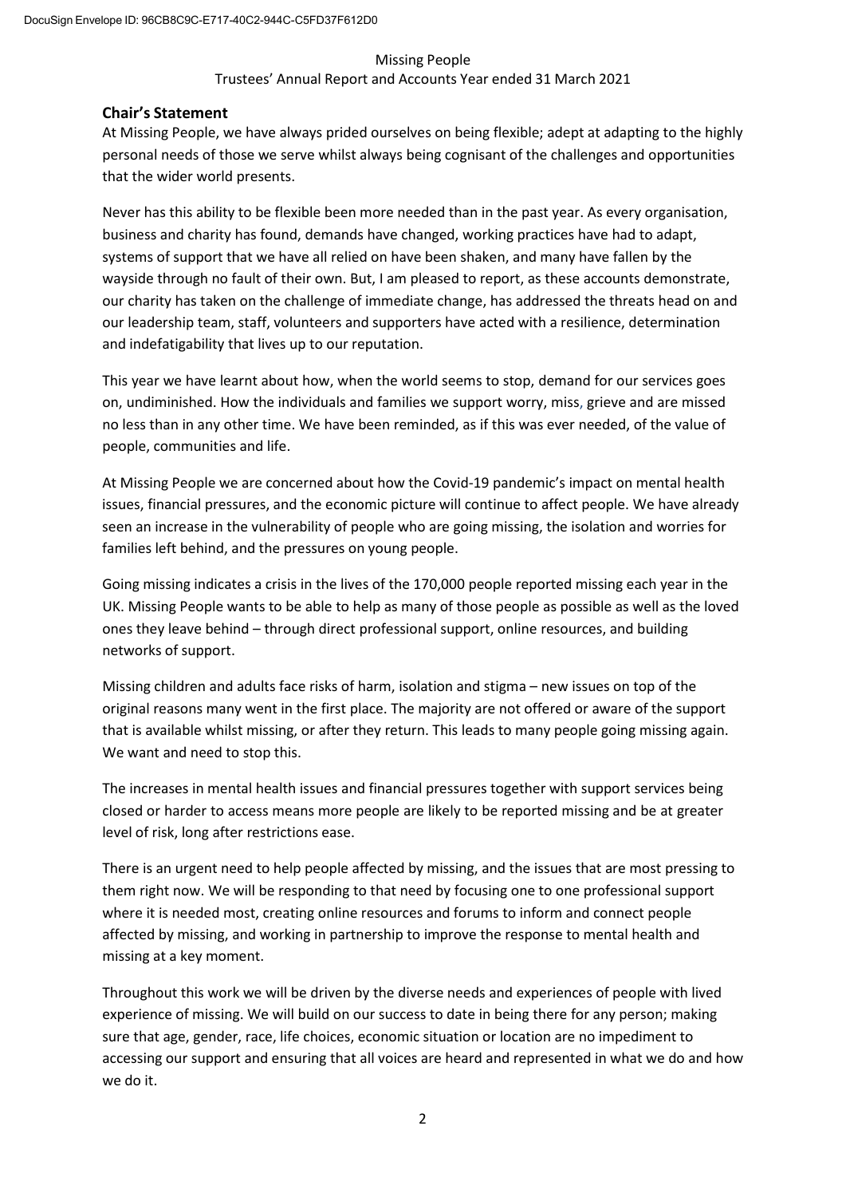## Chair's Statement

At Missing People, we have always prided ourselves on being flexible; adept at adapting to the highly personal needs of those we serve whilst always being cognisant of the challenges and opportunities that the wider world presents.

Never has this ability to be flexible been more needed than in the past year. As every organisation, business and charity has found, demands have changed, working practices have had to adapt, systems of support that we have all relied on have been shaken, and many have fallen by the wayside through no fault of their own. But, I am pleased to report, as these accounts demonstrate, our charity has taken on the challenge of immediate change, has addressed the threats head on and our leadership team, staff, volunteers and supporters have acted with a resilience, determination and indefatigability that lives up to our reputation.

This year we have learnt about how, when the world seems to stop, demand for our services goes on, undiminished. How the individuals and families we support worry, miss, grieve and are missed no less than in any other time. We have been reminded, as if this was ever needed, of the value of people, communities and life.

At Missing People we are concerned about how the Covid-19 pandemic's impact on mental health issues, financial pressures, and the economic picture will continue to affect people. We have already seen an increase in the vulnerability of people who are going missing, the isolation and worries for families left behind, and the pressures on young people.

Going missing indicates a crisis in the lives of the 170,000 people reported missing each year in the UK. Missing People wants to be able to help as many of those people as possible as well as the loved ones they leave behind – through direct professional support, online resources, and building networks of support.

Missing children and adults face risks of harm, isolation and stigma – new issues on top of the original reasons many went in the first place. The majority are not offered or aware of the support that is available whilst missing, or after they return. This leads to many people going missing again. We want and need to stop this.

The increases in mental health issues and financial pressures together with support services being closed or harder to access means more people are likely to be reported missing and be at greater level of risk, long after restrictions ease.

There is an urgent need to help people affected by missing, and the issues that are most pressing to them right now. We will be responding to that need by focusing one to one professional support where it is needed most, creating online resources and forums to inform and connect people affected by missing, and working in partnership to improve the response to mental health and missing at a key moment.

Throughout this work we will be driven by the diverse needs and experiences of people with lived experience of missing. We will build on our success to date in being there for any person; making sure that age, gender, race, life choices, economic situation or location are no impediment to accessing our support and ensuring that all voices are heard and represented in what we do and how we do it.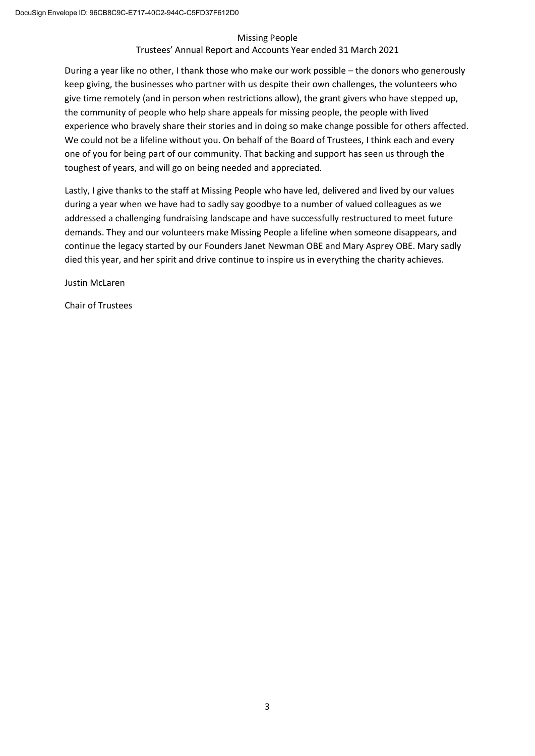During a year like no other, I thank those who make our work possible – the donors who generously keep giving, the businesses who partner with us despite their own challenges, the volunteers who give time remotely (and in person when restrictions allow), the grant givers who have stepped up, the community of people who help share appeals for missing people, the people with lived experience who bravely share their stories and in doing so make change possible for others affected. We could not be a lifeline without you. On behalf of the Board of Trustees, I think each and every one of you for being part of our community. That backing and support has seen us through the toughest of years, and will go on being needed and appreciated.

Lastly, I give thanks to the staff at Missing People who have led, delivered and lived by our values during a year when we have had to sadly say goodbye to a number of valued colleagues as we addressed a challenging fundraising landscape and have successfully restructured to meet future demands. They and our volunteers make Missing People a lifeline when someone disappears, and continue the legacy started by our Founders Janet Newman OBE and Mary Asprey OBE. Mary sadly died this year, and her spirit and drive continue to inspire us in everything the charity achieves.

Justin McLaren

Chair of Trustees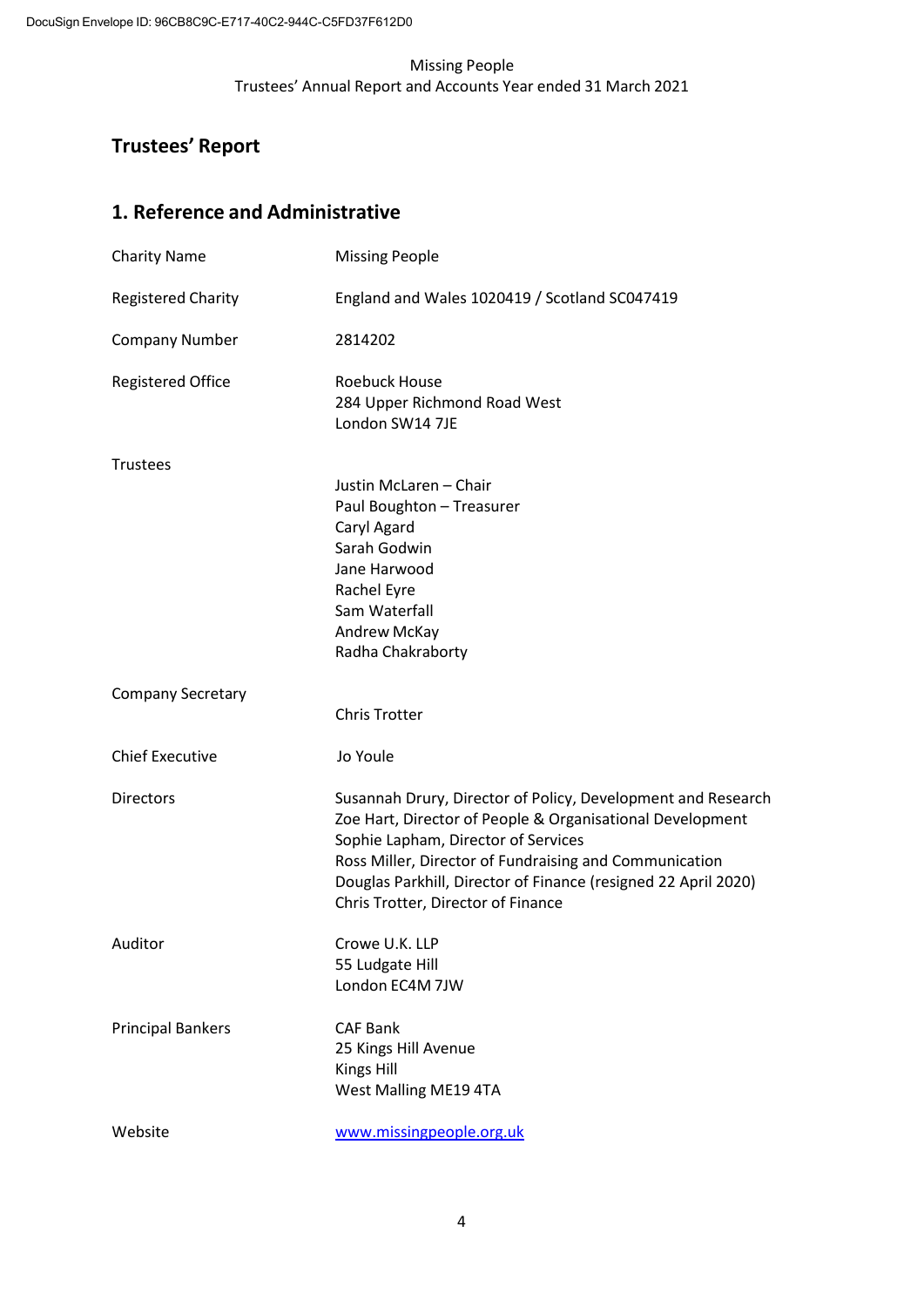# Trustees' Report

## 1. Reference and Administrative

| | |
|---|---|
| Charity Name | Missing People |
| Registered Charity | England and Wales 1020419 / Scotland SC047419 |
| Company Number | 2814202 |
| Registered Office | Roebuck House<br>284 Upper Richmond Road West<br>London SW14 7JE |
| Trustees | Justin McLaren – Chair<br>Paul Boughton – Treasurer<br>Caryl Agard<br>Sarah Godwin<br>Jane Harwood<br>Rachel Eyre<br>Sam Waterfall<br>Andrew McKay<br>Radha Chakraborty |
| Company Secretary | Chris Trotter |
| Chief Executive | Jo Youle |
| Directors | Susannah Drury, Director of Policy, Development and Research<br>Zoe Hart, Director of People & Organisational Development<br>Sophie Lapham, Director of Services<br>Ross Miller, Director of Fundraising and Communication<br>Douglas Parkhill, Director of Finance (resigned 22 April 2020)<br>Chris Trotter, Director of Finance |
| Auditor | Crowe U.K. LLP<br>55 Ludgate Hill<br>London EC4M 7JW |
| Principal Bankers | CAF Bank<br>25 Kings Hill Avenue<br>Kings Hill<br>West Malling ME19 4TA |
| Website | www.missingpeople.org.uk |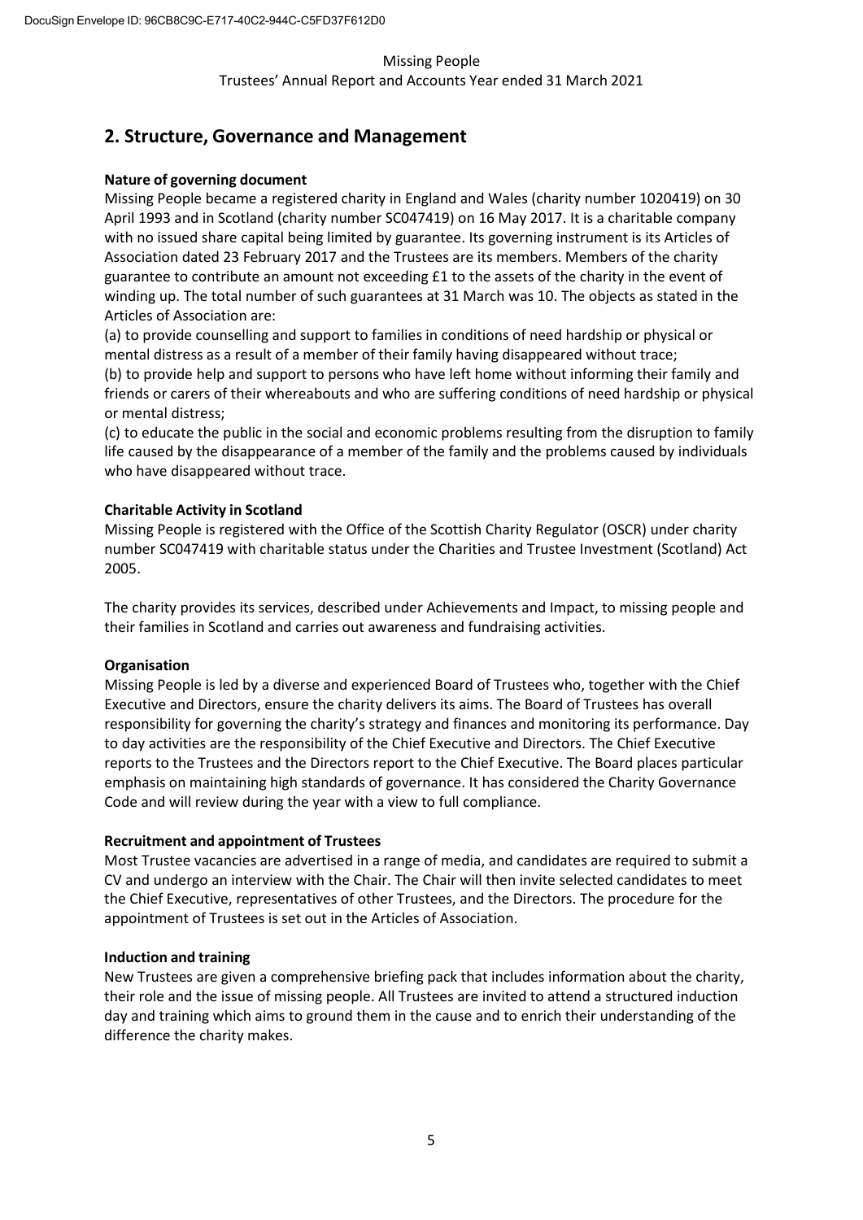## 2. Structure, Governance and Management

**Nature of governing document**

Missing People became a registered charity in England and Wales (charity number 1020419) on 30 April 1993 and in Scotland (charity number SC047419) on 16 May 2017. It is a charitable company with no issued share capital being limited by guarantee. Its governing instrument is its Articles of Association dated 23 February 2017 and the Trustees are its members. Members of the charity guarantee to contribute an amount not exceeding £1 to the assets of the charity in the event of winding up. The total number of such guarantees at 31 March was 10. The objects as stated in the Articles of Association are:

(a) to provide counselling and support to families in conditions of need hardship or physical or mental distress as a result of a member of their family having disappeared without trace;

(b) to provide help and support to persons who have left home without informing their family and friends or carers of their whereabouts and who are suffering conditions of need hardship or physical or mental distress;

(c) to educate the public in the social and economic problems resulting from the disruption to family life caused by the disappearance of a member of the family and the problems caused by individuals who have disappeared without trace.

**Charitable Activity in Scotland**

Missing People is registered with the Office of the Scottish Charity Regulator (OSCR) under charity number SC047419 with charitable status under the Charities and Trustee Investment (Scotland) Act 2005.

The charity provides its services, described under Achievements and Impact, to missing people and their families in Scotland and carries out awareness and fundraising activities.

**Organisation**

Missing People is led by a diverse and experienced Board of Trustees who, together with the Chief Executive and Directors, ensure the charity delivers its aims. The Board of Trustees has overall responsibility for governing the charity's strategy and finances and monitoring its performance. Day to day activities are the responsibility of the Chief Executive and Directors. The Chief Executive reports to the Trustees and the Directors report to the Chief Executive. The Board places particular emphasis on maintaining high standards of governance. It has considered the Charity Governance Code and will review during the year with a view to full compliance.

**Recruitment and appointment of Trustees**

Most Trustee vacancies are advertised in a range of media, and candidates are required to submit a CV and undergo an interview with the Chair. The Chair will then invite selected candidates to meet the Chief Executive, representatives of other Trustees, and the Directors. The procedure for the appointment of Trustees is set out in the Articles of Association.

**Induction and training**

New Trustees are given a comprehensive briefing pack that includes information about the charity, their role and the issue of missing people. All Trustees are invited to attend a structured induction day and training which aims to ground them in the cause and to enrich their understanding of the difference the charity makes.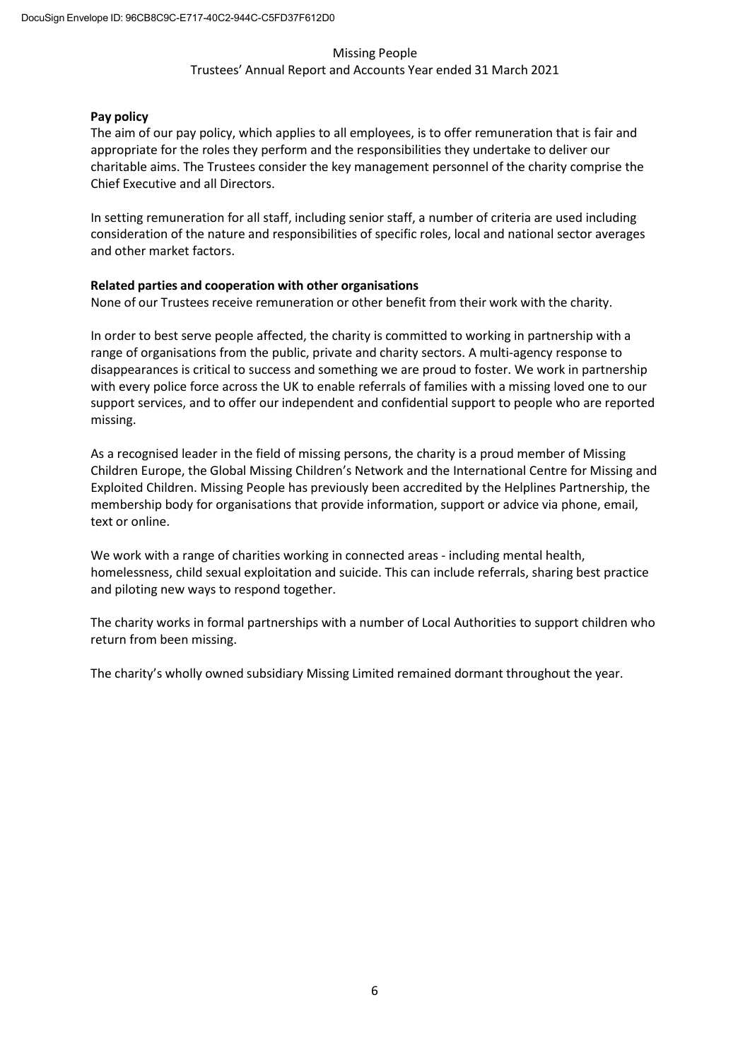**Pay policy**

The aim of our pay policy, which applies to all employees, is to offer remuneration that is fair and appropriate for the roles they perform and the responsibilities they undertake to deliver our charitable aims. The Trustees consider the key management personnel of the charity comprise the Chief Executive and all Directors.

In setting remuneration for all staff, including senior staff, a number of criteria are used including consideration of the nature and responsibilities of specific roles, local and national sector averages and other market factors.

**Related parties and cooperation with other organisations**

None of our Trustees receive remuneration or other benefit from their work with the charity.

In order to best serve people affected, the charity is committed to working in partnership with a range of organisations from the public, private and charity sectors. A multi-agency response to disappearances is critical to success and something we are proud to foster. We work in partnership with every police force across the UK to enable referrals of families with a missing loved one to our support services, and to offer our independent and confidential support to people who are reported missing.

As a recognised leader in the field of missing persons, the charity is a proud member of Missing Children Europe, the Global Missing Children's Network and the International Centre for Missing and Exploited Children. Missing People has previously been accredited by the Helplines Partnership, the membership body for organisations that provide information, support or advice via phone, email, text or online.

We work with a range of charities working in connected areas - including mental health, homelessness, child sexual exploitation and suicide. This can include referrals, sharing best practice and piloting new ways to respond together.

The charity works in formal partnerships with a number of Local Authorities to support children who return from been missing.

The charity's wholly owned subsidiary Missing Limited remained dormant throughout the year.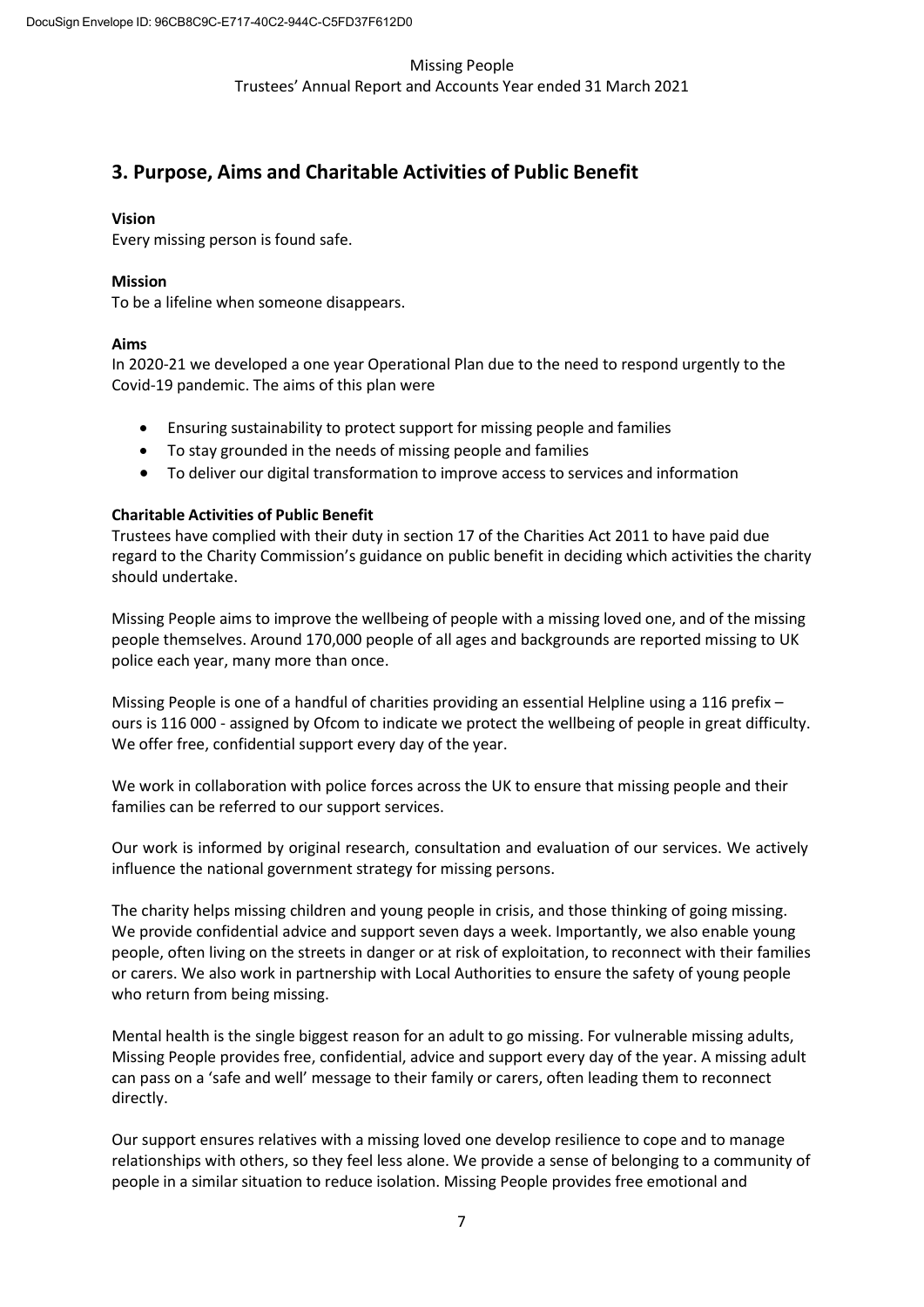## 3. Purpose, Aims and Charitable Activities of Public Benefit

**Vision**

Every missing person is found safe.

**Mission**

To be a lifeline when someone disappears.

**Aims**

In 2020-21 we developed a one year Operational Plan due to the need to respond urgently to the Covid-19 pandemic. The aims of this plan were

- Ensuring sustainability to protect support for missing people and families
- To stay grounded in the needs of missing people and families
- To deliver our digital transformation to improve access to services and information

**Charitable Activities of Public Benefit**

Trustees have complied with their duty in section 17 of the Charities Act 2011 to have paid due regard to the Charity Commission's guidance on public benefit in deciding which activities the charity should undertake.

Missing People aims to improve the wellbeing of people with a missing loved one, and of the missing people themselves. Around 170,000 people of all ages and backgrounds are reported missing to UK police each year, many more than once.

Missing People is one of a handful of charities providing an essential Helpline using a 116 prefix – ours is 116 000 - assigned by Ofcom to indicate we protect the wellbeing of people in great difficulty. We offer free, confidential support every day of the year.

We work in collaboration with police forces across the UK to ensure that missing people and their families can be referred to our support services.

Our work is informed by original research, consultation and evaluation of our services. We actively influence the national government strategy for missing persons.

The charity helps missing children and young people in crisis, and those thinking of going missing. We provide confidential advice and support seven days a week. Importantly, we also enable young people, often living on the streets in danger or at risk of exploitation, to reconnect with their families or carers. We also work in partnership with Local Authorities to ensure the safety of young people who return from being missing.

Mental health is the single biggest reason for an adult to go missing. For vulnerable missing adults, Missing People provides free, confidential, advice and support every day of the year. A missing adult can pass on a 'safe and well' message to their family or carers, often leading them to reconnect directly.

Our support ensures relatives with a missing loved one develop resilience to cope and to manage relationships with others, so they feel less alone. We provide a sense of belonging to a community of people in a similar situation to reduce isolation. Missing People provides free emotional and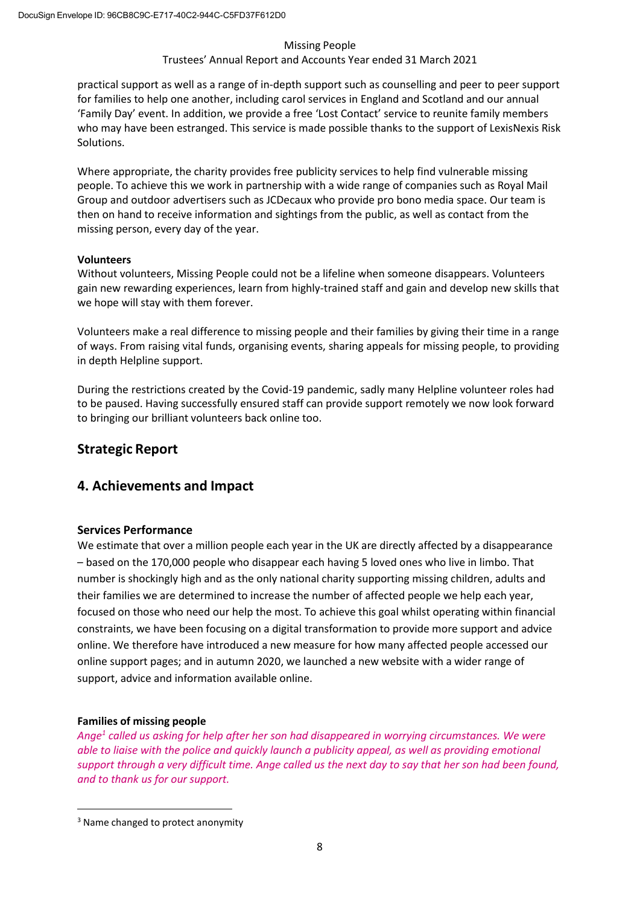practical support as well as a range of in-depth support such as counselling and peer to peer support for families to help one another, including carol services in England and Scotland and our annual 'Family Day' event. In addition, we provide a free 'Lost Contact' service to reunite family members who may have been estranged. This service is made possible thanks to the support of LexisNexis Risk Solutions.

Where appropriate, the charity provides free publicity services to help find vulnerable missing people. To achieve this we work in partnership with a wide range of companies such as Royal Mail Group and outdoor advertisers such as JCDecaux who provide pro bono media space. Our team is then on hand to receive information and sightings from the public, as well as contact from the missing person, every day of the year.

**Volunteers**

Without volunteers, Missing People could not be a lifeline when someone disappears. Volunteers gain new rewarding experiences, learn from highly-trained staff and gain and develop new skills that we hope will stay with them forever.

Volunteers make a real difference to missing people and their families by giving their time in a range of ways. From raising vital funds, organising events, sharing appeals for missing people, to providing in depth Helpline support.

During the restrictions created by the Covid-19 pandemic, sadly many Helpline volunteer roles had to be paused. Having successfully ensured staff can provide support remotely we now look forward to bringing our brilliant volunteers back online too.

## Strategic Report

## 4. Achievements and Impact

**Services Performance**

We estimate that over a million people each year in the UK are directly affected by a disappearance – based on the 170,000 people who disappear each having 5 loved ones who live in limbo. That number is shockingly high and as the only national charity supporting missing children, adults and their families we are determined to increase the number of affected people we help each year, focused on those who need our help the most. To achieve this goal whilst operating within financial constraints, we have been focusing on a digital transformation to provide more support and advice online. We therefore have introduced a new measure for how many affected people accessed our online support pages; and in autumn 2020, we launched a new website with a wider range of support, advice and information available online.

**Families of missing people**

*Ange[1] called us asking for help after her son had disappeared in worrying circumstances. We were able to liaise with the police and quickly launch a publicity appeal, as well as providing emotional support through a very difficult time. Ange called us the next day to say that her son had been found, and to thank us for our support.*

[3] Name changed to protect anonymity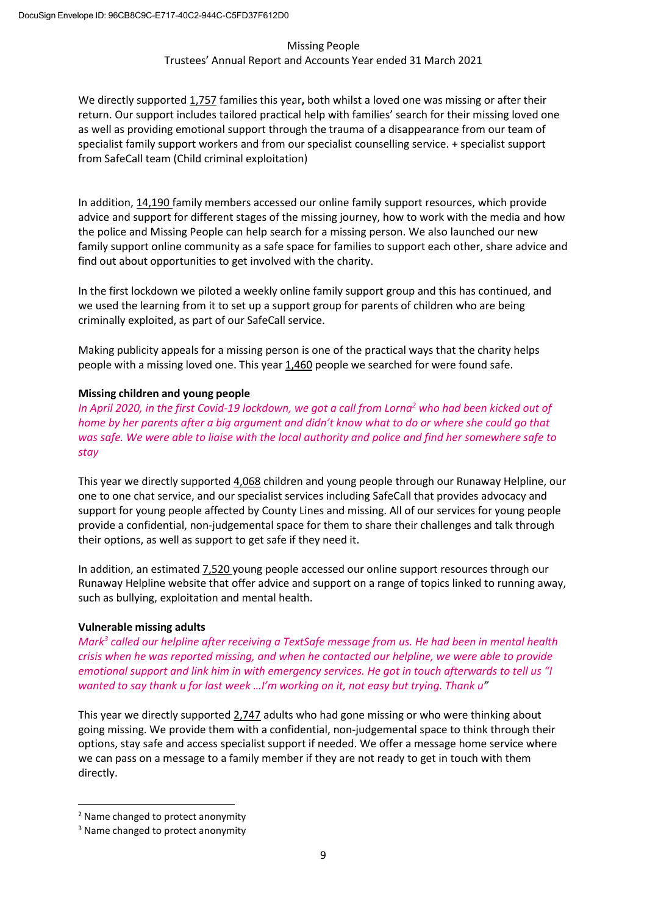We directly supported 1,757 families this year**,** both whilst a loved one was missing or after their return. Our support includes tailored practical help with families' search for their missing loved one as well as providing emotional support through the trauma of a disappearance from our team of specialist family support workers and from our specialist counselling service. + specialist support from SafeCall team (Child criminal exploitation)

In addition, 14,190 family members accessed our online family support resources, which provide advice and support for different stages of the missing journey, how to work with the media and how the police and Missing People can help search for a missing person. We also launched our new family support online community as a safe space for families to support each other, share advice and find out about opportunities to get involved with the charity.

In the first lockdown we piloted a weekly online family support group and this has continued, and we used the learning from it to set up a support group for parents of children who are being criminally exploited, as part of our SafeCall service.

Making publicity appeals for a missing person is one of the practical ways that the charity helps people with a missing loved one. This year 1,460 people we searched for were found safe.

**Missing children and young people**

*In April 2020, in the first Covid-19 lockdown, we got a call from Lorna[2] who had been kicked out of home by her parents after a big argument and didn't know what to do or where she could go that was safe. We were able to liaise with the local authority and police and find her somewhere safe to stay*

This year we directly supported 4,068 children and young people through our Runaway Helpline, our one to one chat service, and our specialist services including SafeCall that provides advocacy and support for young people affected by County Lines and missing. All of our services for young people provide a confidential, non-judgemental space for them to share their challenges and talk through their options, as well as support to get safe if they need it.

In addition, an estimated 7,520 young people accessed our online support resources through our Runaway Helpline website that offer advice and support on a range of topics linked to running away, such as bullying, exploitation and mental health.

**Vulnerable missing adults**

*Mark[3] called our helpline after receiving a TextSafe message from us. He had been in mental health crisis when he was reported missing, and when he contacted our helpline, we were able to provide emotional support and link him in with emergency services. He got in touch afterwards to tell us "I wanted to say thank u for last week …I'm working on it, not easy but trying. Thank u"*

This year we directly supported 2,747 adults who had gone missing or who were thinking about going missing. We provide them with a confidential, non-judgemental space to think through their options, stay safe and access specialist support if needed. We offer a message home service where we can pass on a message to a family member if they are not ready to get in touch with them directly.

[2] Name changed to protect anonymity

[3] Name changed to protect anonymity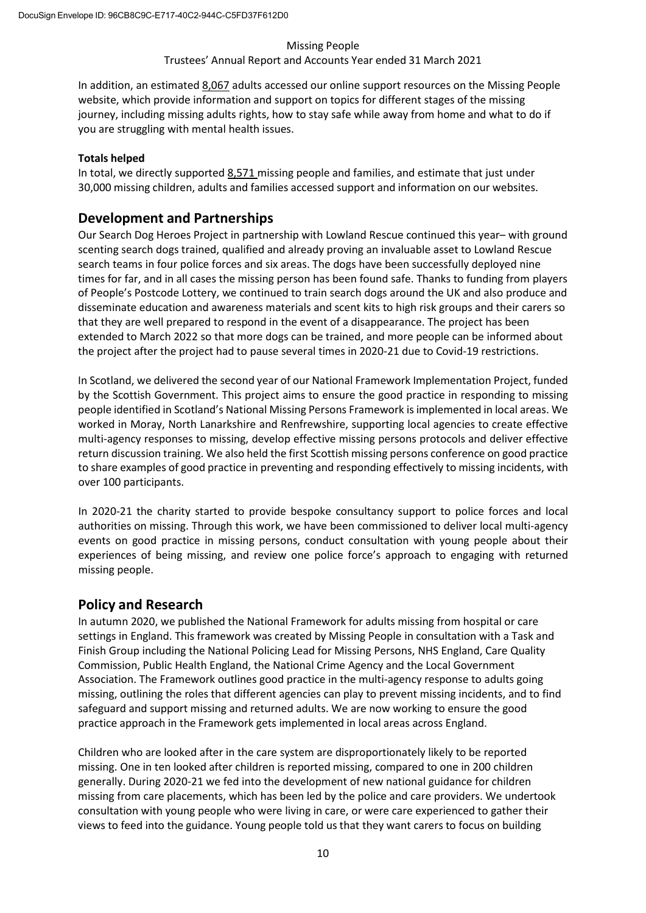In addition, an estimated 8,067 adults accessed our online support resources on the Missing People website, which provide information and support on topics for different stages of the missing journey, including missing adults rights, how to stay safe while away from home and what to do if you are struggling with mental health issues.

**Totals helped**

In total, we directly supported 8,571 missing people and families, and estimate that just under 30,000 missing children, adults and families accessed support and information on our websites.

## Development and Partnerships

Our Search Dog Heroes Project in partnership with Lowland Rescue continued this year– with ground scenting search dogs trained, qualified and already proving an invaluable asset to Lowland Rescue search teams in four police forces and six areas. The dogs have been successfully deployed nine times for far, and in all cases the missing person has been found safe. Thanks to funding from players of People's Postcode Lottery, we continued to train search dogs around the UK and also produce and disseminate education and awareness materials and scent kits to high risk groups and their carers so that they are well prepared to respond in the event of a disappearance. The project has been extended to March 2022 so that more dogs can be trained, and more people can be informed about the project after the project had to pause several times in 2020-21 due to Covid-19 restrictions.

In Scotland, we delivered the second year of our National Framework Implementation Project, funded by the Scottish Government. This project aims to ensure the good practice in responding to missing people identified in Scotland's National Missing Persons Framework is implemented in local areas. We worked in Moray, North Lanarkshire and Renfrewshire, supporting local agencies to create effective multi-agency responses to missing, develop effective missing persons protocols and deliver effective return discussion training. We also held the first Scottish missing persons conference on good practice to share examples of good practice in preventing and responding effectively to missing incidents, with over 100 participants.

In 2020-21 the charity started to provide bespoke consultancy support to police forces and local authorities on missing. Through this work, we have been commissioned to deliver local multi-agency events on good practice in missing persons, conduct consultation with young people about their experiences of being missing, and review one police force's approach to engaging with returned missing people.

## Policy and Research

In autumn 2020, we published the National Framework for adults missing from hospital or care settings in England. This framework was created by Missing People in consultation with a Task and Finish Group including the National Policing Lead for Missing Persons, NHS England, Care Quality Commission, Public Health England, the National Crime Agency and the Local Government Association. The Framework outlines good practice in the multi-agency response to adults going missing, outlining the roles that different agencies can play to prevent missing incidents, and to find safeguard and support missing and returned adults. We are now working to ensure the good practice approach in the Framework gets implemented in local areas across England.

Children who are looked after in the care system are disproportionately likely to be reported missing. One in ten looked after children is reported missing, compared to one in 200 children generally. During 2020-21 we fed into the development of new national guidance for children missing from care placements, which has been led by the police and care providers. We undertook consultation with young people who were living in care, or were care experienced to gather their views to feed into the guidance. Young people told us that they want carers to focus on building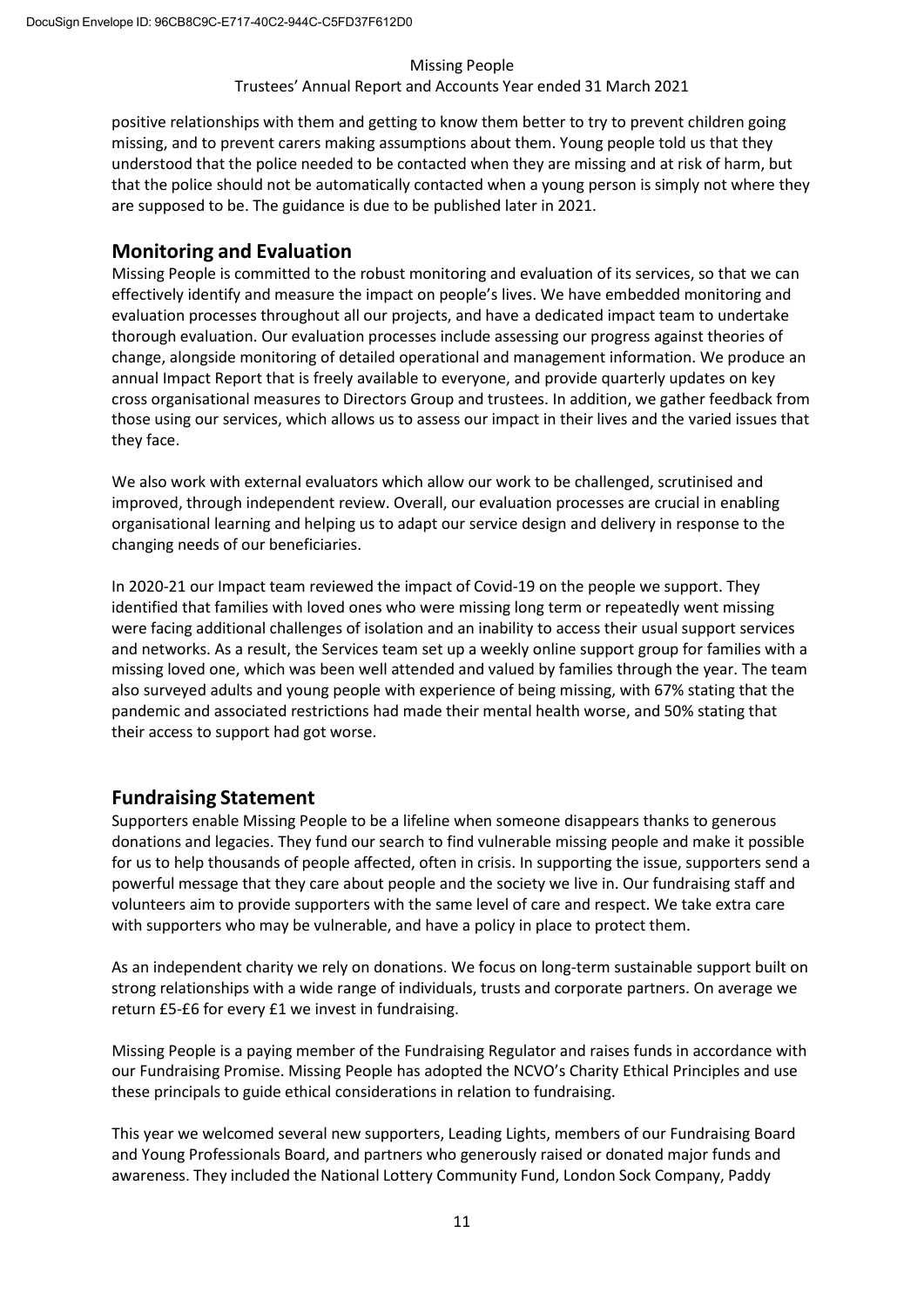positive relationships with them and getting to know them better to try to prevent children going missing, and to prevent carers making assumptions about them. Young people told us that they understood that the police needed to be contacted when they are missing and at risk of harm, but that the police should not be automatically contacted when a young person is simply not where they are supposed to be. The guidance is due to be published later in 2021.

## Monitoring and Evaluation

Missing People is committed to the robust monitoring and evaluation of its services, so that we can effectively identify and measure the impact on people's lives. We have embedded monitoring and evaluation processes throughout all our projects, and have a dedicated impact team to undertake thorough evaluation. Our evaluation processes include assessing our progress against theories of change, alongside monitoring of detailed operational and management information. We produce an annual Impact Report that is freely available to everyone, and provide quarterly updates on key cross organisational measures to Directors Group and trustees. In addition, we gather feedback from those using our services, which allows us to assess our impact in their lives and the varied issues that they face.

We also work with external evaluators which allow our work to be challenged, scrutinised and improved, through independent review. Overall, our evaluation processes are crucial in enabling organisational learning and helping us to adapt our service design and delivery in response to the changing needs of our beneficiaries.

In 2020-21 our Impact team reviewed the impact of Covid-19 on the people we support. They identified that families with loved ones who were missing long term or repeatedly went missing were facing additional challenges of isolation and an inability to access their usual support services and networks. As a result, the Services team set up a weekly online support group for families with a missing loved one, which was been well attended and valued by families through the year. The team also surveyed adults and young people with experience of being missing, with 67% stating that the pandemic and associated restrictions had made their mental health worse, and 50% stating that their access to support had got worse.

## Fundraising Statement

Supporters enable Missing People to be a lifeline when someone disappears thanks to generous donations and legacies. They fund our search to find vulnerable missing people and make it possible for us to help thousands of people affected, often in crisis. In supporting the issue, supporters send a powerful message that they care about people and the society we live in. Our fundraising staff and volunteers aim to provide supporters with the same level of care and respect. We take extra care with supporters who may be vulnerable, and have a policy in place to protect them.

As an independent charity we rely on donations. We focus on long-term sustainable support built on strong relationships with a wide range of individuals, trusts and corporate partners. On average we return £5-£6 for every £1 we invest in fundraising.

Missing People is a paying member of the Fundraising Regulator and raises funds in accordance with our Fundraising Promise. Missing People has adopted the NCVO's Charity Ethical Principles and use these principals to guide ethical considerations in relation to fundraising.

This year we welcomed several new supporters, Leading Lights, members of our Fundraising Board and Young Professionals Board, and partners who generously raised or donated major funds and awareness. They included the National Lottery Community Fund, London Sock Company, Paddy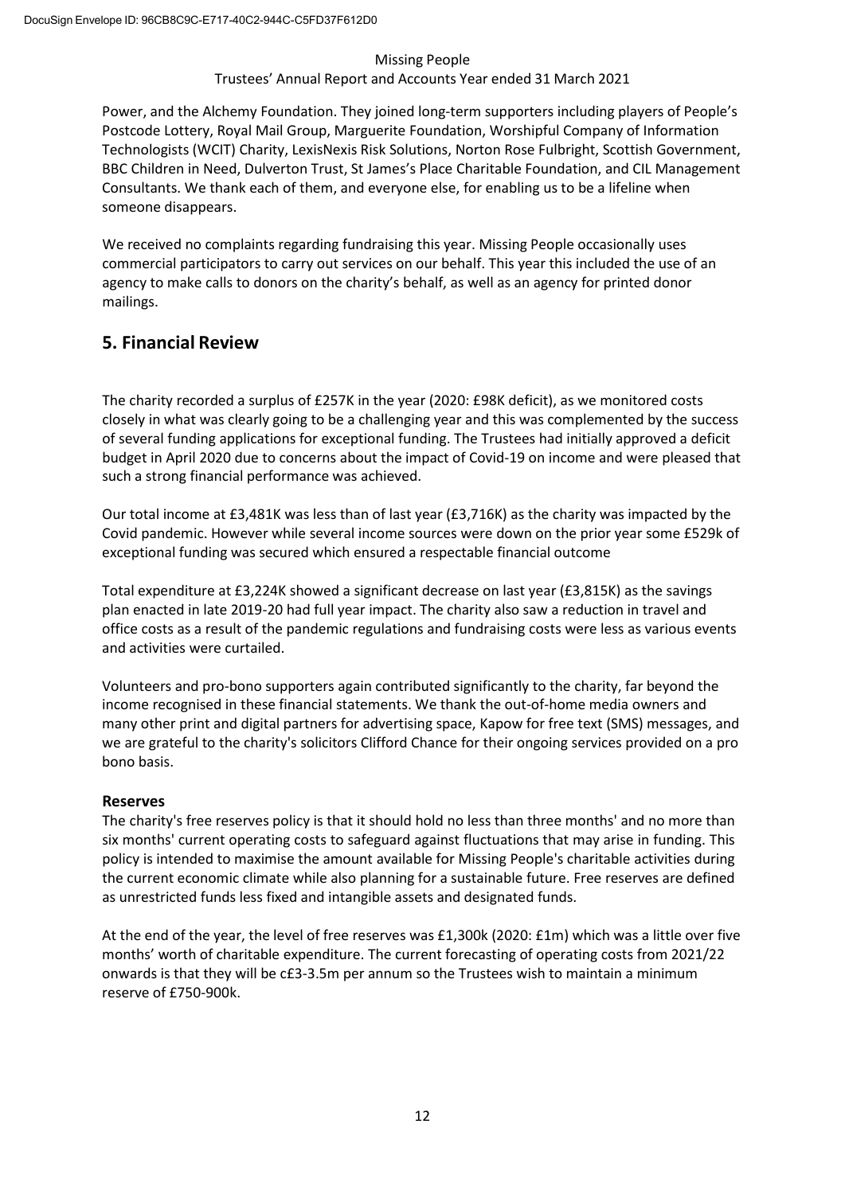Power, and the Alchemy Foundation. They joined long-term supporters including players of People's Postcode Lottery, Royal Mail Group, Marguerite Foundation, Worshipful Company of Information Technologists (WCIT) Charity, LexisNexis Risk Solutions, Norton Rose Fulbright, Scottish Government, BBC Children in Need, Dulverton Trust, St James's Place Charitable Foundation, and CIL Management Consultants. We thank each of them, and everyone else, for enabling us to be a lifeline when someone disappears.

We received no complaints regarding fundraising this year. Missing People occasionally uses commercial participators to carry out services on our behalf. This year this included the use of an agency to make calls to donors on the charity's behalf, as well as an agency for printed donor mailings.

## 5. Financial Review

The charity recorded a surplus of £257K in the year (2020: £98K deficit), as we monitored costs closely in what was clearly going to be a challenging year and this was complemented by the success of several funding applications for exceptional funding. The Trustees had initially approved a deficit budget in April 2020 due to concerns about the impact of Covid-19 on income and were pleased that such a strong financial performance was achieved.

Our total income at £3,481K was less than of last year (£3,716K) as the charity was impacted by the Covid pandemic. However while several income sources were down on the prior year some £529k of exceptional funding was secured which ensured a respectable financial outcome

Total expenditure at £3,224K showed a significant decrease on last year (£3,815K) as the savings plan enacted in late 2019-20 had full year impact. The charity also saw a reduction in travel and office costs as a result of the pandemic regulations and fundraising costs were less as various events and activities were curtailed.

Volunteers and pro-bono supporters again contributed significantly to the charity, far beyond the income recognised in these financial statements. We thank the out-of-home media owners and many other print and digital partners for advertising space, Kapow for free text (SMS) messages, and we are grateful to the charity's solicitors Clifford Chance for their ongoing services provided on a pro bono basis.

### Reserves

The charity's free reserves policy is that it should hold no less than three months' and no more than six months' current operating costs to safeguard against fluctuations that may arise in funding. This policy is intended to maximise the amount available for Missing People's charitable activities during the current economic climate while also planning for a sustainable future. Free reserves are defined as unrestricted funds less fixed and intangible assets and designated funds.

At the end of the year, the level of free reserves was £1,300k (2020: £1m) which was a little over five months' worth of charitable expenditure. The current forecasting of operating costs from 2021/22 onwards is that they will be c£3-3.5m per annum so the Trustees wish to maintain a minimum reserve of £750-900k.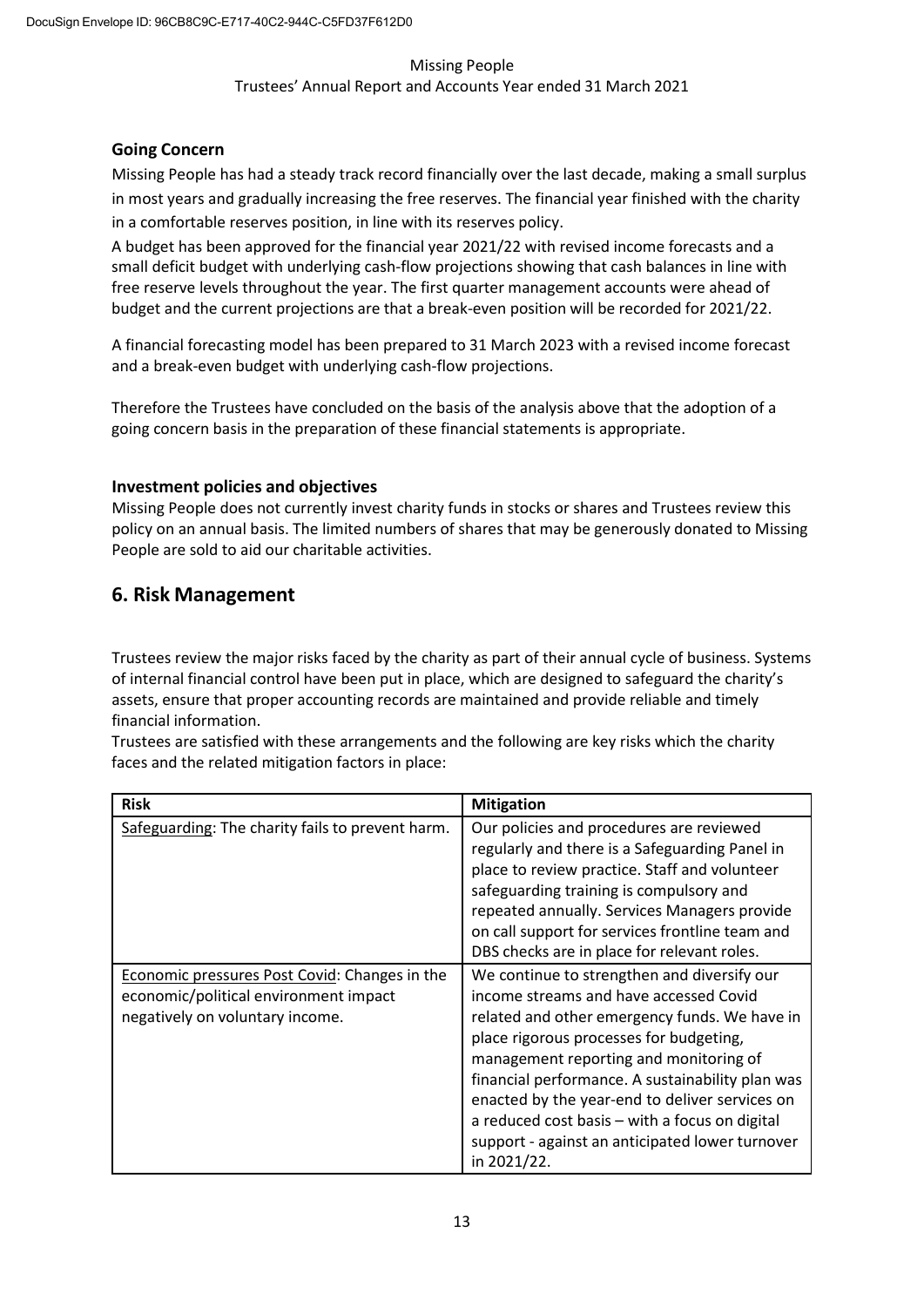### Going Concern

Missing People has had a steady track record financially over the last decade, making a small surplus in most years and gradually increasing the free reserves. The financial year finished with the charity in a comfortable reserves position, in line with its reserves policy.

A budget has been approved for the financial year 2021/22 with revised income forecasts and a small deficit budget with underlying cash-flow projections showing that cash balances in line with free reserve levels throughout the year. The first quarter management accounts were ahead of budget and the current projections are that a break-even position will be recorded for 2021/22.

A financial forecasting model has been prepared to 31 March 2023 with a revised income forecast and a break-even budget with underlying cash-flow projections.

Therefore the Trustees have concluded on the basis of the analysis above that the adoption of a going concern basis in the preparation of these financial statements is appropriate.

### Investment policies and objectives

Missing People does not currently invest charity funds in stocks or shares and Trustees review this policy on an annual basis. The limited numbers of shares that may be generously donated to Missing People are sold to aid our charitable activities.

## 6. Risk Management

Trustees review the major risks faced by the charity as part of their annual cycle of business. Systems of internal financial control have been put in place, which are designed to safeguard the charity's assets, ensure that proper accounting records are maintained and provide reliable and timely financial information.

Trustees are satisfied with these arrangements and the following are key risks which the charity faces and the related mitigation factors in place:

| Risk | Mitigation |
| --- | --- |
| Safeguarding: The charity fails to prevent harm. | Our policies and procedures are reviewed regularly and there is a Safeguarding Panel in place to review practice. Staff and volunteer safeguarding training is compulsory and repeated annually. Services Managers provide on call support for services frontline team and DBS checks are in place for relevant roles. |
| Economic pressures Post Covid: Changes in the economic/political environment impact negatively on voluntary income. | We continue to strengthen and diversify our income streams and have accessed Covid related and other emergency funds. We have in place rigorous processes for budgeting, management reporting and monitoring of financial performance. A sustainability plan was enacted by the year-end to deliver services on a reduced cost basis – with a focus on digital support - against an anticipated lower turnover in 2021/22. |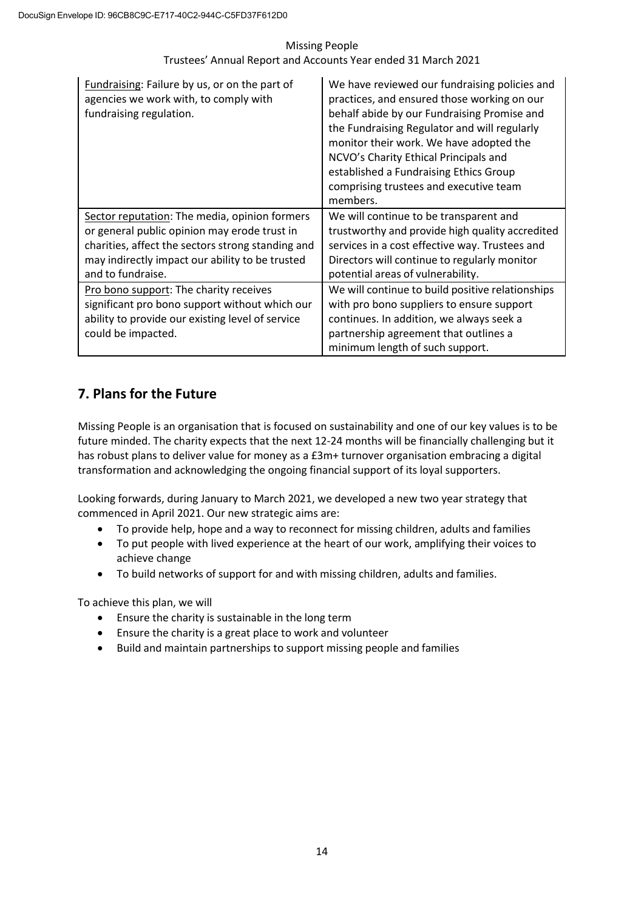| <u>Fundraising</u>: Failure by us, or on the part of agencies we work with, to comply with fundraising regulation. | We have reviewed our fundraising policies and practices, and ensured those working on our behalf abide by our Fundraising Promise and the Fundraising Regulator and will regularly monitor their work. We have adopted the NCVO's Charity Ethical Principals and established a Fundraising Ethics Group comprising trustees and executive team members. |
|---|---|
| <u>Sector reputation</u>: The media, opinion formers or general public opinion may erode trust in charities, affect the sectors strong standing and may indirectly impact our ability to be trusted and to fundraise. | We will continue to be transparent and trustworthy and provide high quality accredited services in a cost effective way. Trustees and Directors will continue to regularly monitor potential areas of vulnerability. |
| <u>Pro bono support</u>: The charity receives significant pro bono support without which our ability to provide our existing level of service could be impacted. | We will continue to build positive relationships with pro bono suppliers to ensure support continues. In addition, we always seek a partnership agreement that outlines a minimum length of such support. |

## 7. Plans for the Future

Missing People is an organisation that is focused on sustainability and one of our key values is to be future minded. The charity expects that the next 12-24 months will be financially challenging but it has robust plans to deliver value for money as a £3m+ turnover organisation embracing a digital transformation and acknowledging the ongoing financial support of its loyal supporters.

Looking forwards, during January to March 2021, we developed a new two year strategy that commenced in April 2021. Our new strategic aims are:

- To provide help, hope and a way to reconnect for missing children, adults and families
- To put people with lived experience at the heart of our work, amplifying their voices to achieve change
- To build networks of support for and with missing children, adults and families.

To achieve this plan, we will

- Ensure the charity is sustainable in the long term
- Ensure the charity is a great place to work and volunteer
- Build and maintain partnerships to support missing people and families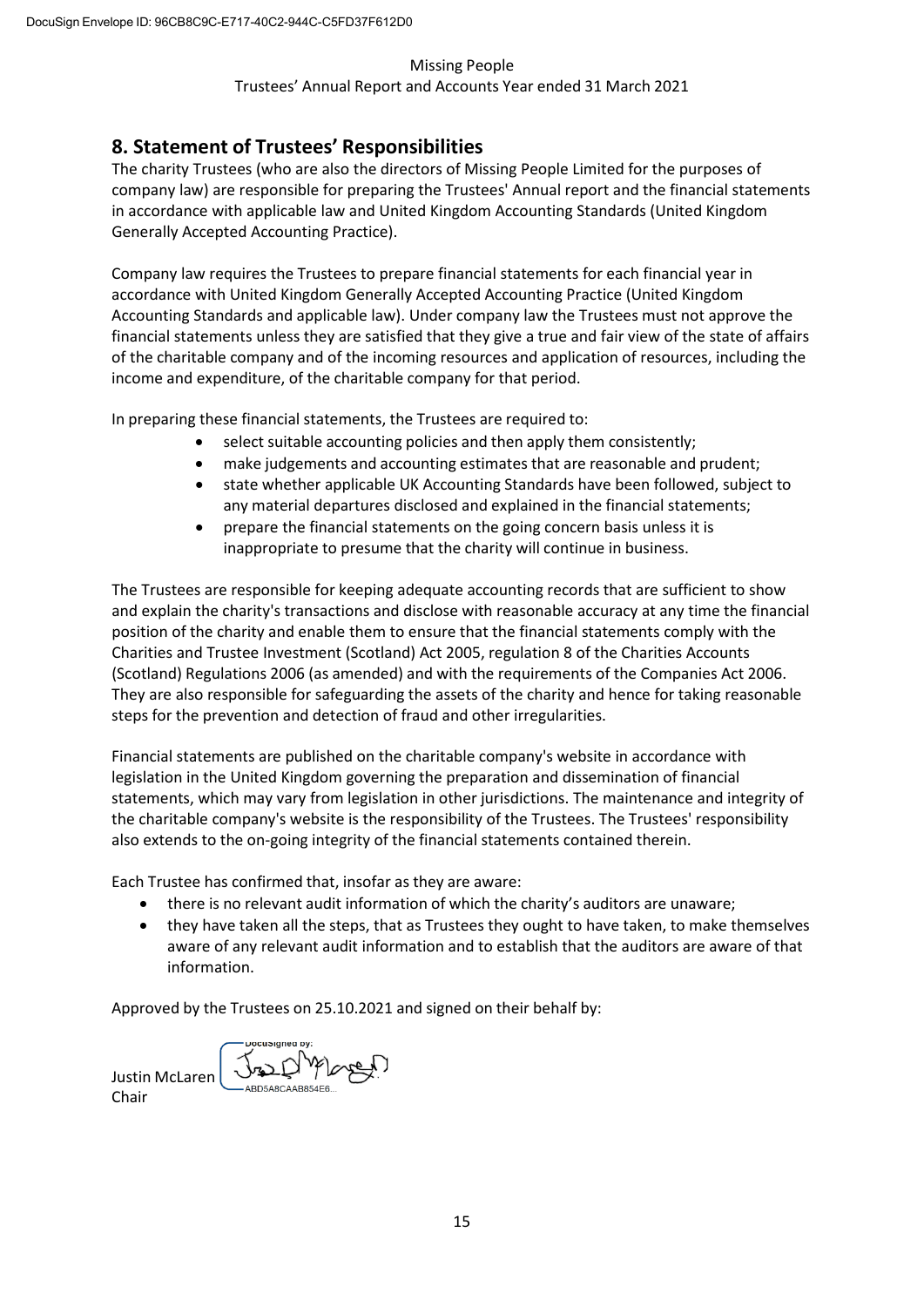## 8. Statement of Trustees' Responsibilities

The charity Trustees (who are also the directors of Missing People Limited for the purposes of company law) are responsible for preparing the Trustees' Annual report and the financial statements in accordance with applicable law and United Kingdom Accounting Standards (United Kingdom Generally Accepted Accounting Practice).

Company law requires the Trustees to prepare financial statements for each financial year in accordance with United Kingdom Generally Accepted Accounting Practice (United Kingdom Accounting Standards and applicable law). Under company law the Trustees must not approve the financial statements unless they are satisfied that they give a true and fair view of the state of affairs of the charitable company and of the incoming resources and application of resources, including the income and expenditure, of the charitable company for that period.

In preparing these financial statements, the Trustees are required to:

- select suitable accounting policies and then apply them consistently;
- make judgements and accounting estimates that are reasonable and prudent;
- state whether applicable UK Accounting Standards have been followed, subject to any material departures disclosed and explained in the financial statements;
- prepare the financial statements on the going concern basis unless it is inappropriate to presume that the charity will continue in business.

The Trustees are responsible for keeping adequate accounting records that are sufficient to show and explain the charity's transactions and disclose with reasonable accuracy at any time the financial position of the charity and enable them to ensure that the financial statements comply with the Charities and Trustee Investment (Scotland) Act 2005, regulation 8 of the Charities Accounts (Scotland) Regulations 2006 (as amended) and with the requirements of the Companies Act 2006. They are also responsible for safeguarding the assets of the charity and hence for taking reasonable steps for the prevention and detection of fraud and other irregularities.

Financial statements are published on the charitable company's website in accordance with legislation in the United Kingdom governing the preparation and dissemination of financial statements, which may vary from legislation in other jurisdictions. The maintenance and integrity of the charitable company's website is the responsibility of the Trustees. The Trustees' responsibility also extends to the on-going integrity of the financial statements contained therein.

Each Trustee has confirmed that, insofar as they are aware:

- there is no relevant audit information of which the charity's auditors are unaware;
- they have taken all the steps, that as Trustees they ought to have taken, to make themselves aware of any relevant audit information and to establish that the auditors are aware of that information.

Approved by the Trustees on 25.10.2021 and signed on their behalf by:

Justin McLaren
Chair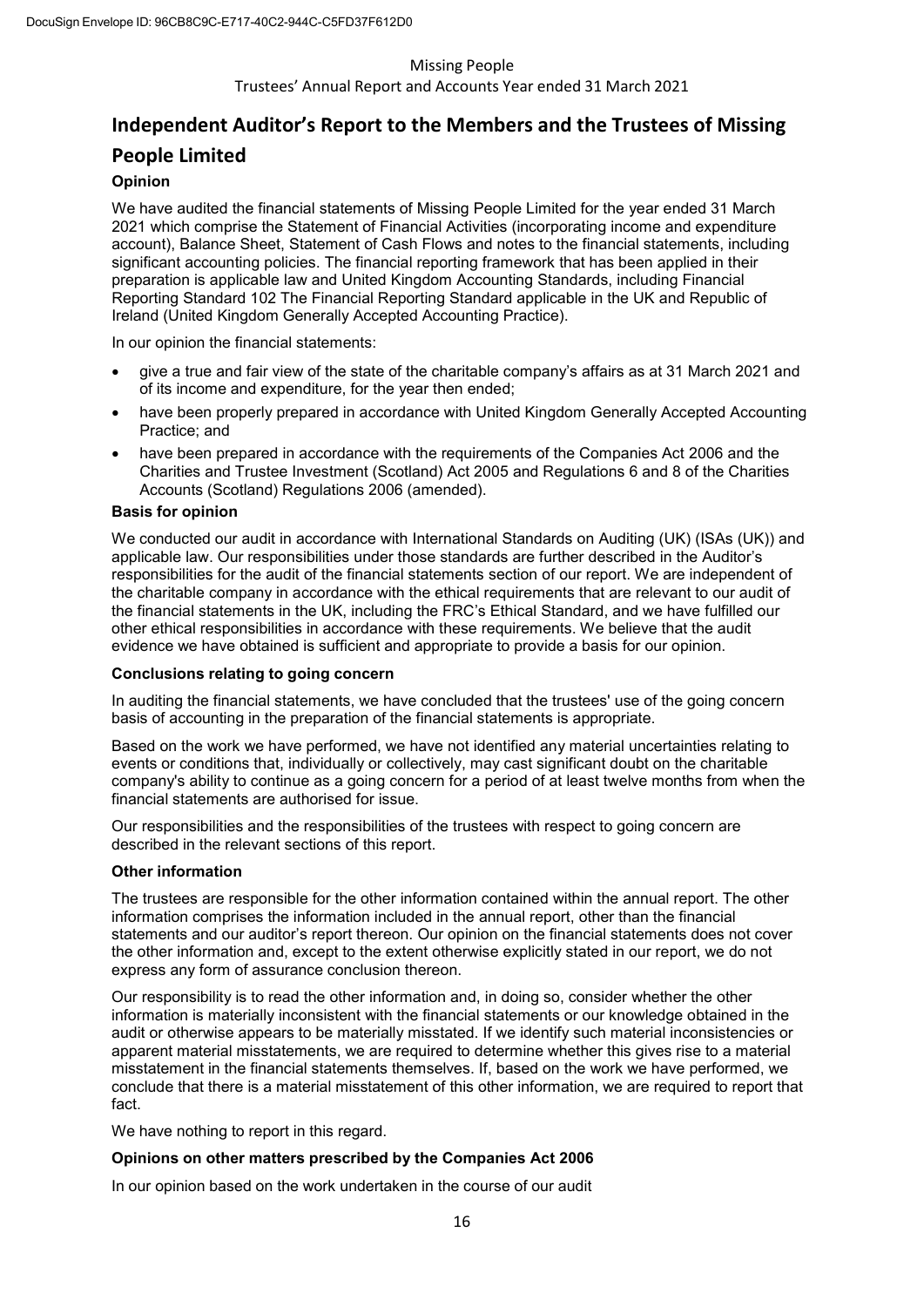# Independent Auditor's Report to the Members and the Trustees of Missing People Limited

### Opinion

We have audited the financial statements of Missing People Limited for the year ended 31 March 2021 which comprise the Statement of Financial Activities (incorporating income and expenditure account), Balance Sheet, Statement of Cash Flows and notes to the financial statements, including significant accounting policies. The financial reporting framework that has been applied in their preparation is applicable law and United Kingdom Accounting Standards, including Financial Reporting Standard 102 The Financial Reporting Standard applicable in the UK and Republic of Ireland (United Kingdom Generally Accepted Accounting Practice).

In our opinion the financial statements:

- give a true and fair view of the state of the charitable company's affairs as at 31 March 2021 and of its income and expenditure, for the year then ended;
- have been properly prepared in accordance with United Kingdom Generally Accepted Accounting Practice; and
- have been prepared in accordance with the requirements of the Companies Act 2006 and the Charities and Trustee Investment (Scotland) Act 2005 and Regulations 6 and 8 of the Charities Accounts (Scotland) Regulations 2006 (amended).

### Basis for opinion

We conducted our audit in accordance with International Standards on Auditing (UK) (ISAs (UK)) and applicable law. Our responsibilities under those standards are further described in the Auditor's responsibilities for the audit of the financial statements section of our report. We are independent of the charitable company in accordance with the ethical requirements that are relevant to our audit of the financial statements in the UK, including the FRC's Ethical Standard, and we have fulfilled our other ethical responsibilities in accordance with these requirements. We believe that the audit evidence we have obtained is sufficient and appropriate to provide a basis for our opinion.

### Conclusions relating to going concern

In auditing the financial statements, we have concluded that the trustees' use of the going concern basis of accounting in the preparation of the financial statements is appropriate.

Based on the work we have performed, we have not identified any material uncertainties relating to events or conditions that, individually or collectively, may cast significant doubt on the charitable company's ability to continue as a going concern for a period of at least twelve months from when the financial statements are authorised for issue.

Our responsibilities and the responsibilities of the trustees with respect to going concern are described in the relevant sections of this report.

### Other information

The trustees are responsible for the other information contained within the annual report. The other information comprises the information included in the annual report, other than the financial statements and our auditor's report thereon. Our opinion on the financial statements does not cover the other information and, except to the extent otherwise explicitly stated in our report, we do not express any form of assurance conclusion thereon.

Our responsibility is to read the other information and, in doing so, consider whether the other information is materially inconsistent with the financial statements or our knowledge obtained in the audit or otherwise appears to be materially misstated. If we identify such material inconsistencies or apparent material misstatements, we are required to determine whether this gives rise to a material misstatement in the financial statements themselves. If, based on the work we have performed, we conclude that there is a material misstatement of this other information, we are required to report that fact.

We have nothing to report in this regard.

### Opinions on other matters prescribed by the Companies Act 2006

In our opinion based on the work undertaken in the course of our audit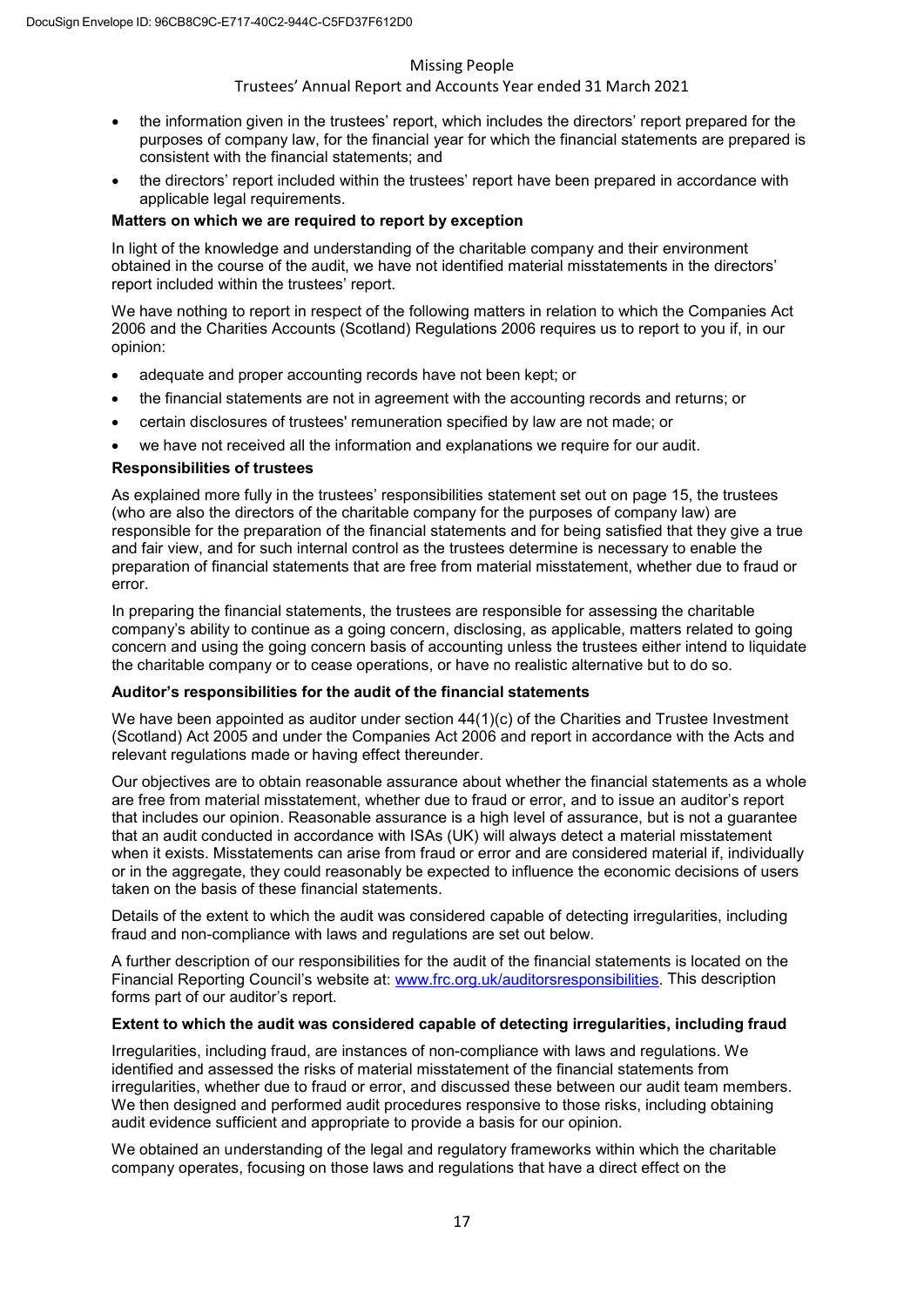- the information given in the trustees' report, which includes the directors' report prepared for the purposes of company law, for the financial year for which the financial statements are prepared is consistent with the financial statements; and
- the directors' report included within the trustees' report have been prepared in accordance with applicable legal requirements.

**Matters on which we are required to report by exception**

In light of the knowledge and understanding of the charitable company and their environment obtained in the course of the audit, we have not identified material misstatements in the directors' report included within the trustees' report.

We have nothing to report in respect of the following matters in relation to which the Companies Act 2006 and the Charities Accounts (Scotland) Regulations 2006 requires us to report to you if, in our opinion:

- adequate and proper accounting records have not been kept; or
- the financial statements are not in agreement with the accounting records and returns; or
- certain disclosures of trustees' remuneration specified by law are not made; or
- we have not received all the information and explanations we require for our audit.

**Responsibilities of trustees**

As explained more fully in the trustees' responsibilities statement set out on page 15, the trustees (who are also the directors of the charitable company for the purposes of company law) are responsible for the preparation of the financial statements and for being satisfied that they give a true and fair view, and for such internal control as the trustees determine is necessary to enable the preparation of financial statements that are free from material misstatement, whether due to fraud or error.

In preparing the financial statements, the trustees are responsible for assessing the charitable company's ability to continue as a going concern, disclosing, as applicable, matters related to going concern and using the going concern basis of accounting unless the trustees either intend to liquidate the charitable company or to cease operations, or have no realistic alternative but to do so.

**Auditor's responsibilities for the audit of the financial statements**

We have been appointed as auditor under section 44(1)(c) of the Charities and Trustee Investment (Scotland) Act 2005 and under the Companies Act 2006 and report in accordance with the Acts and relevant regulations made or having effect thereunder.

Our objectives are to obtain reasonable assurance about whether the financial statements as a whole are free from material misstatement, whether due to fraud or error, and to issue an auditor's report that includes our opinion. Reasonable assurance is a high level of assurance, but is not a guarantee that an audit conducted in accordance with ISAs (UK) will always detect a material misstatement when it exists. Misstatements can arise from fraud or error and are considered material if, individually or in the aggregate, they could reasonably be expected to influence the economic decisions of users taken on the basis of these financial statements.

Details of the extent to which the audit was considered capable of detecting irregularities, including fraud and non-compliance with laws and regulations are set out below.

A further description of our responsibilities for the audit of the financial statements is located on the Financial Reporting Council's website at: www.frc.org.uk/auditorsresponsibilities. This description forms part of our auditor's report.

**Extent to which the audit was considered capable of detecting irregularities, including fraud**

Irregularities, including fraud, are instances of non-compliance with laws and regulations. We identified and assessed the risks of material misstatement of the financial statements from irregularities, whether due to fraud or error, and discussed these between our audit team members. We then designed and performed audit procedures responsive to those risks, including obtaining audit evidence sufficient and appropriate to provide a basis for our opinion.

We obtained an understanding of the legal and regulatory frameworks within which the charitable company operates, focusing on those laws and regulations that have a direct effect on the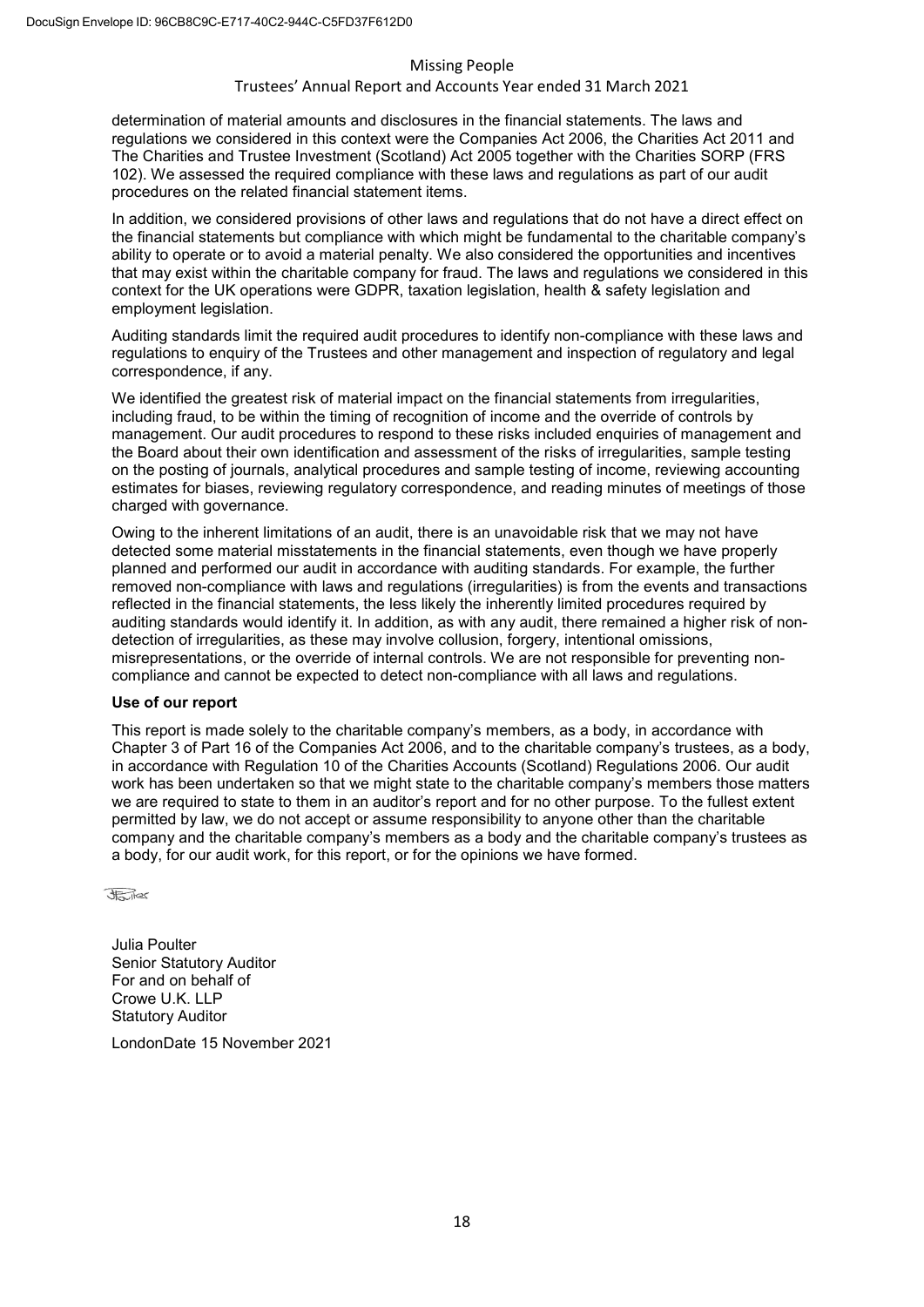determination of material amounts and disclosures in the financial statements. The laws and regulations we considered in this context were the Companies Act 2006, the Charities Act 2011 and The Charities and Trustee Investment (Scotland) Act 2005 together with the Charities SORP (FRS 102). We assessed the required compliance with these laws and regulations as part of our audit procedures on the related financial statement items.

In addition, we considered provisions of other laws and regulations that do not have a direct effect on the financial statements but compliance with which might be fundamental to the charitable company's ability to operate or to avoid a material penalty. We also considered the opportunities and incentives that may exist within the charitable company for fraud. The laws and regulations we considered in this context for the UK operations were GDPR, taxation legislation, health & safety legislation and employment legislation.

Auditing standards limit the required audit procedures to identify non-compliance with these laws and regulations to enquiry of the Trustees and other management and inspection of regulatory and legal correspondence, if any.

We identified the greatest risk of material impact on the financial statements from irregularities, including fraud, to be within the timing of recognition of income and the override of controls by management. Our audit procedures to respond to these risks included enquiries of management and the Board about their own identification and assessment of the risks of irregularities, sample testing on the posting of journals, analytical procedures and sample testing of income, reviewing accounting estimates for biases, reviewing regulatory correspondence, and reading minutes of meetings of those charged with governance.

Owing to the inherent limitations of an audit, there is an unavoidable risk that we may not have detected some material misstatements in the financial statements, even though we have properly planned and performed our audit in accordance with auditing standards. For example, the further removed non-compliance with laws and regulations (irregularities) is from the events and transactions reflected in the financial statements, the less likely the inherently limited procedures required by auditing standards would identify it. In addition, as with any audit, there remained a higher risk of non-detection of irregularities, as these may involve collusion, forgery, intentional omissions, misrepresentations, or the override of internal controls. We are not responsible for preventing non-compliance and cannot be expected to detect non-compliance with all laws and regulations.

**Use of our report**

This report is made solely to the charitable company's members, as a body, in accordance with Chapter 3 of Part 16 of the Companies Act 2006, and to the charitable company's trustees, as a body, in accordance with Regulation 10 of the Charities Accounts (Scotland) Regulations 2006. Our audit work has been undertaken so that we might state to the charitable company's members those matters we are required to state to them in an auditor's report and for no other purpose. To the fullest extent permitted by law, we do not accept or assume responsibility to anyone other than the charitable company and the charitable company's members as a body and the charitable company's trustees as a body, for our audit work, for this report, or for the opinions we have formed.

Julia Poulter
Senior Statutory Auditor
For and on behalf of
Crowe U.K. LLP
Statutory Auditor

LondonDate 15 November 2021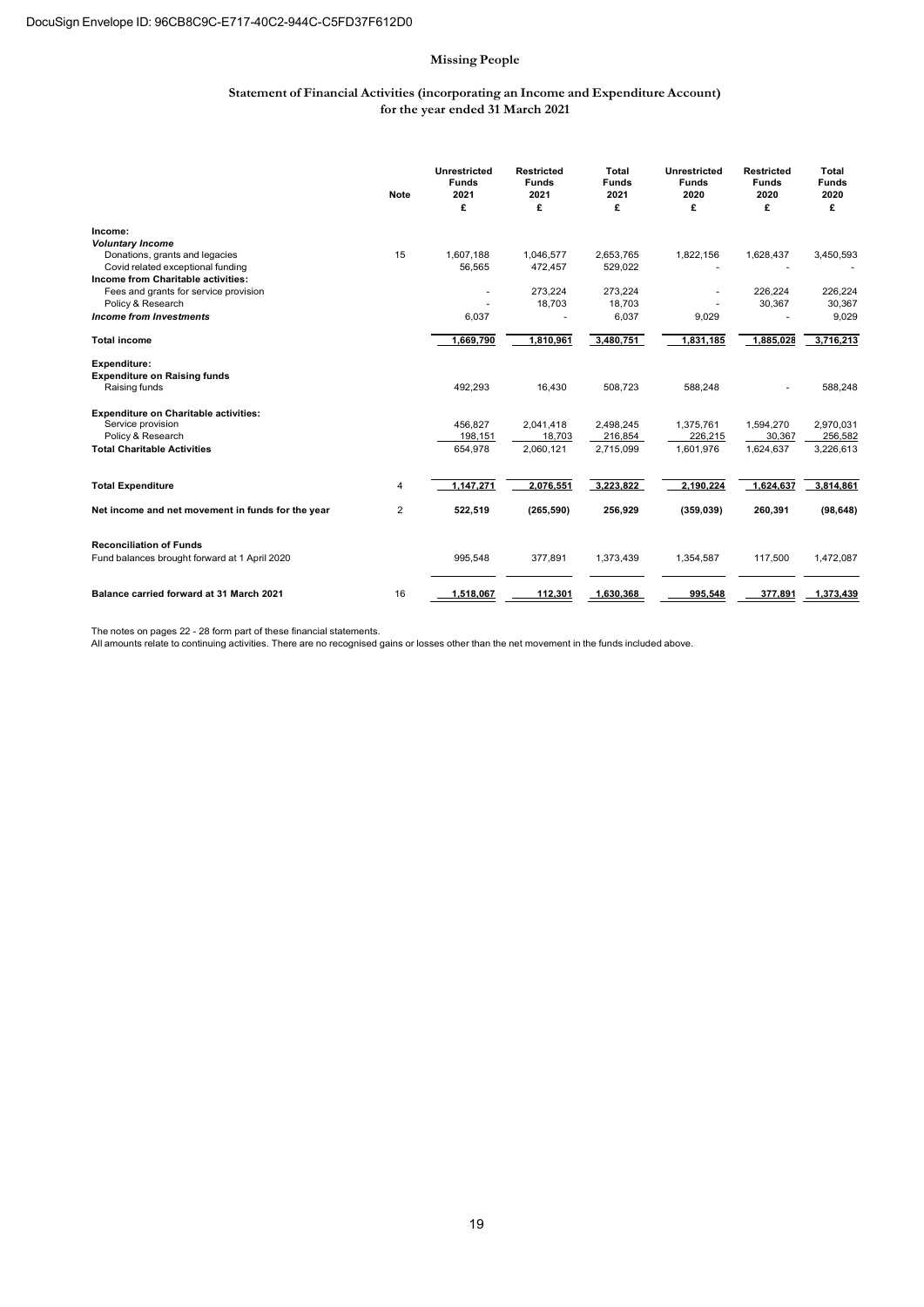DocuSign Envelope ID: 96CB8C9C-E717-40C2-944C-C5FD37F612D0

# Missing People

## Statement of Financial Activities (incorporating an Income and Expenditure Account) for the year ended 31 March 2021

| | Note | Unrestricted Funds 2021 £ | Restricted Funds 2021 £ | Total Funds 2021 £ | Unrestricted Funds 2020 £ | Restricted Funds 2020 £ | Total Funds 2020 £ |
|---|---|---|---|---|---|---|---|
| **Income:** | | | | | | | |
| ***Voluntary Income*** | | | | | | | |
| Donations, grants and legacies | 15 | 1,607,188 | 1,046,577 | 2,653,765 | 1,822,156 | 1,628,437 | 3,450,593 |
| Covid related exceptional funding | | 56,565 | 472,457 | 529,022 | - | - | - |
| **Income from Charitable activities:** | | | | | | | |
| Fees and grants for service provision | | - | 273,224 | 273,224 | - | 226,224 | 226,224 |
| Policy & Research | | - | 18,703 | 18,703 | - | 30,367 | 30,367 |
| ***Income from Investments*** | | 6,037 | - | 6,037 | 9,029 | - | 9,029 |
| **Total income** | | 1,669,790 | 1,810,961 | 3,480,751 | 1,831,185 | 1,885,028 | 3,716,213 |
| **Expenditure:** | | | | | | | |
| **Expenditure on Raising funds** | | | | | | | |
| Raising funds | | 492,293 | 16,430 | 508,723 | 588,248 | - | 588,248 |
| **Expenditure on Charitable activities:** | | | | | | | |
| Service provision | | 456,827 | 2,041,418 | 2,498,245 | 1,375,761 | 1,594,270 | 2,970,031 |
| Policy & Research | | 198,151 | 18,703 | 216,854 | 226,215 | 30,367 | 256,582 |
| **Total Charitable Activities** | | 654,978 | 2,060,121 | 2,715,099 | 1,601,976 | 1,624,637 | 3,226,613 |
| **Total Expenditure** | 4 | **1,147,271** | **2,076,551** | **3,223,822** | **2,190,224** | **1,624,637** | **3,814,861** |
| **Net income and net movement in funds for the year** | 2 | **522,519** | **(265,590)** | **256,929** | **(359,039)** | **260,391** | **(98,648)** |
| **Reconciliation of Funds** | | | | | | | |
| Fund balances brought forward at 1 April 2020 | | 995,548 | 377,891 | 1,373,439 | 1,354,587 | 117,500 | 1,472,087 |
| **Balance carried forward at 31 March 2021** | 16 | **1,518,067** | **112,301** | **1,630,368** | **995,548** | **377,891** | **1,373,439** |

The notes on pages 22 - 28 form part of these financial statements.
All amounts relate to continuing activities. There are no recognised gains or losses other than the net movement in the funds included above.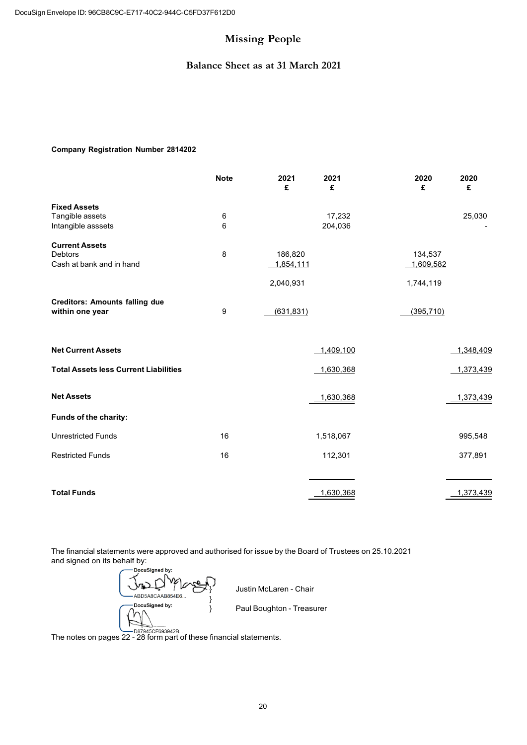# Missing People

## Balance Sheet as at 31 March 2021

**Company Registration Number 2814202**

| | Note | 2021 £ | 2021 £ | 2020 £ | 2020 £ |
|---|---|---|---|---|---|
| **Fixed Assets** | | | | | |
| Tangible assets | 6 | | 17,232 | | 25,030 |
| Intangible asssets | 6 | | 204,036 | | - |
| **Current Assets** | | | | | |
| Debtors | 8 | 186,820 | | 134,537 | |
| Cash at bank and in hand | | 1,854,111 | | 1,609,582 | |
| | | 2,040,931 | | 1,744,119 | |
| **Creditors: Amounts falling due within one year** | 9 | (631,831) | | (395,710) | |
| **Net Current Assets** | | | 1,409,100 | | 1,348,409 |
| **Total Assets less Current Liabilities** | | | 1,630,368 | | 1,373,439 |
| **Net Assets** | | | 1,630,368 | | 1,373,439 |
| **Funds of the charity:** | | | | | |
| Unrestricted Funds | 16 | | 1,518,067 | | 995,548 |
| Restricted Funds | 16 | | 112,301 | | 377,891 |
| **Total Funds** | | | 1,630,368 | | 1,373,439 |

The financial statements were approved and authorised for issue by the Board of Trustees on 25.10.2021 and signed on its behalf by:

DocuSigned by:
ABD5A8CAAB854E6...
Justin McLaren - Chair

DocuSigned by:
D87945CF693942B...
Paul Boughton - Treasurer

The notes on pages 22 - 28 form part of these financial statements.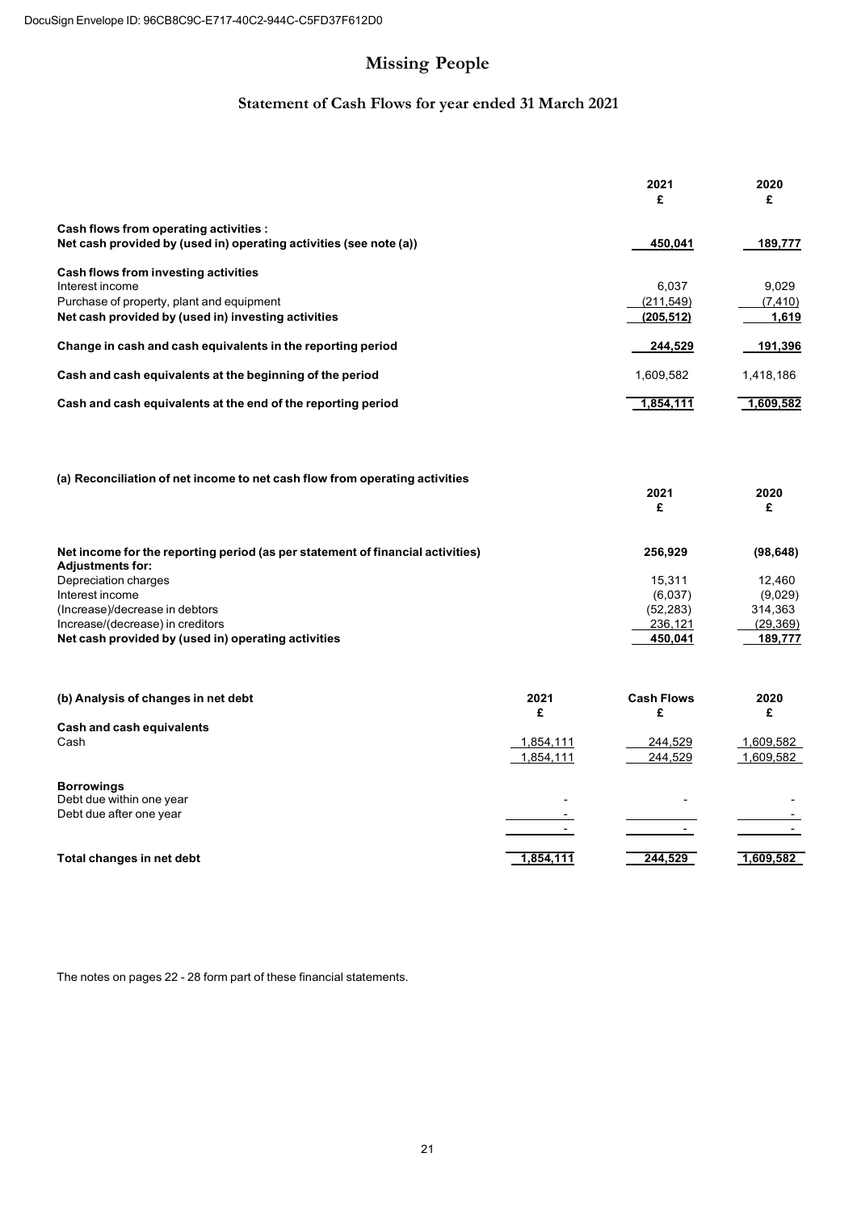DocuSign Envelope ID: 96CB8C9C-E717-40C2-944C-C5FD37F612D0

# Missing People

## Statement of Cash Flows for year ended 31 March 2021

| | 2021 £ | 2020 £ |
|---|---|---|
| **Cash flows from operating activities :** | | |
| **Net cash provided by (used in) operating activities (see note (a))** | **450,041** | **189,777** |
| **Cash flows from investing activities** | | |
| Interest income | 6,037 | 9,029 |
| Purchase of property, plant and equipment | (211,549) | (7,410) |
| **Net cash provided by (used in) investing activities** | **(205,512)** | **1,619** |
| **Change in cash and cash equivalents in the reporting period** | **244,529** | **191,396** |
| **Cash and cash equivalents at the beginning of the period** | 1,609,582 | 1,418,186 |
| **Cash and cash equivalents at the end of the reporting period** | **1,854,111** | **1,609,582** |

**(a) Reconciliation of net income to net cash flow from operating activities**

| | 2021 £ | 2020 £ |
|---|---|---|
| **Net income for the reporting period (as per statement of financial activities)** | **256,929** | **(98,648)** |
| **Adjustments for:** | | |
| Depreciation charges | 15,311 | 12,460 |
| Interest income | (6,037) | (9,029) |
| (Increase)/decrease in debtors | (52,283) | 314,363 |
| Increase/(decrease) in creditors | 236,121 | (29,369) |
| **Net cash provided by (used in) operating activities** | **450,041** | **189,777** |

| **(b) Analysis of changes in net debt** | 2021 £ | Cash Flows £ | 2020 £ |
|---|---|---|---|
| **Cash and cash equivalents** | | | |
| Cash | 1,854,111 | 244,529 | 1,609,582 |
| | 1,854,111 | 244,529 | 1,609,582 |
| **Borrowings** | | | |
| Debt due within one year | - | - | - |
| Debt due after one year | - | | - |
| | - | - | - |
| **Total changes in net debt** | **1,854,111** | **244,529** | **1,609,582** |

The notes on pages 22 - 28 form part of these financial statements.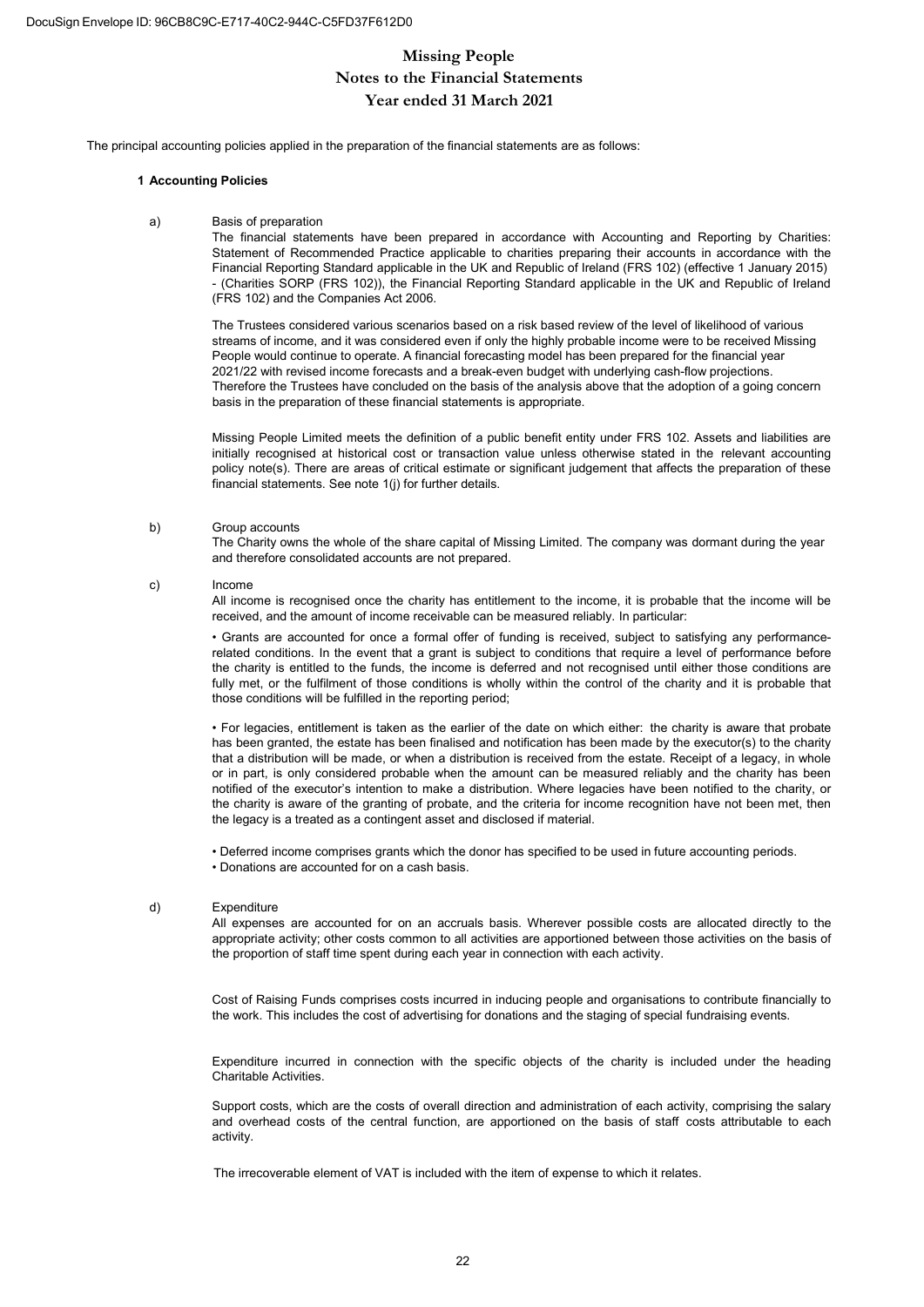# Missing People
## Notes to the Financial Statements
## Year ended 31 March 2021

The principal accounting policies applied in the preparation of the financial statements are as follows:

### 1 Accounting Policies

a) Basis of preparation

The financial statements have been prepared in accordance with Accounting and Reporting by Charities: Statement of Recommended Practice applicable to charities preparing their accounts in accordance with the Financial Reporting Standard applicable in the UK and Republic of Ireland (FRS 102) (effective 1 January 2015) - (Charities SORP (FRS 102)), the Financial Reporting Standard applicable in the UK and Republic of Ireland (FRS 102) and the Companies Act 2006.

The Trustees considered various scenarios based on a risk based review of the level of likelihood of various streams of income, and it was considered even if only the highly probable income were to be received Missing People would continue to operate. A financial forecasting model has been prepared for the financial year 2021/22 with revised income forecasts and a break-even budget with underlying cash-flow projections. Therefore the Trustees have concluded on the basis of the analysis above that the adoption of a going concern basis in the preparation of these financial statements is appropriate.

Missing People Limited meets the definition of a public benefit entity under FRS 102. Assets and liabilities are initially recognised at historical cost or transaction value unless otherwise stated in the relevant accounting policy note(s). There are areas of critical estimate or significant judgement that affects the preparation of these financial statements. See note 1(j) for further details.

b) Group accounts

The Charity owns the whole of the share capital of Missing Limited. The company was dormant during the year and therefore consolidated accounts are not prepared.

c) Income

All income is recognised once the charity has entitlement to the income, it is probable that the income will be received, and the amount of income receivable can be measured reliably. In particular:

• Grants are accounted for once a formal offer of funding is received, subject to satisfying any performance-related conditions. In the event that a grant is subject to conditions that require a level of performance before the charity is entitled to the funds, the income is deferred and not recognised until either those conditions are fully met, or the fulfilment of those conditions is wholly within the control of the charity and it is probable that those conditions will be fulfilled in the reporting period;

• For legacies, entitlement is taken as the earlier of the date on which either: the charity is aware that probate has been granted, the estate has been finalised and notification has been made by the executor(s) to the charity that a distribution will be made, or when a distribution is received from the estate. Receipt of a legacy, in whole or in part, is only considered probable when the amount can be measured reliably and the charity has been notified of the executor's intention to make a distribution. Where legacies have been notified to the charity, or the charity is aware of the granting of probate, and the criteria for income recognition have not been met, then the legacy is a treated as a contingent asset and disclosed if material.

• Deferred income comprises grants which the donor has specified to be used in future accounting periods.
• Donations are accounted for on a cash basis.

d) Expenditure

All expenses are accounted for on an accruals basis. Wherever possible costs are allocated directly to the appropriate activity; other costs common to all activities are apportioned between those activities on the basis of the proportion of staff time spent during each year in connection with each activity.

Cost of Raising Funds comprises costs incurred in inducing people and organisations to contribute financially to the work. This includes the cost of advertising for donations and the staging of special fundraising events.

Expenditure incurred in connection with the specific objects of the charity is included under the heading Charitable Activities.

Support costs, which are the costs of overall direction and administration of each activity, comprising the salary and overhead costs of the central function, are apportioned on the basis of staff costs attributable to each activity.

The irrecoverable element of VAT is included with the item of expense to which it relates.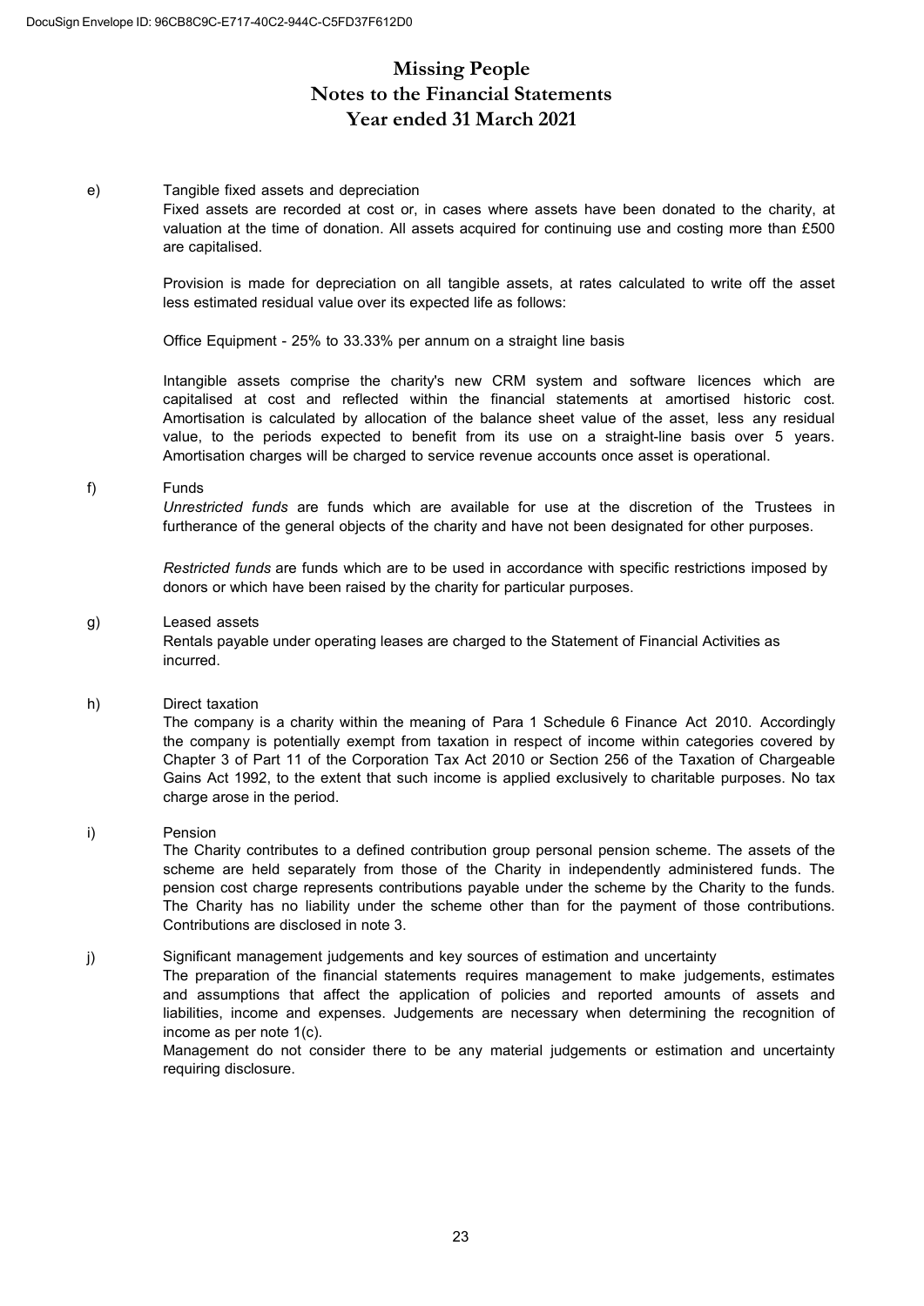# Missing People
# Notes to the Financial Statements
# Year ended 31 March 2021

e) Tangible fixed assets and depreciation

Fixed assets are recorded at cost or, in cases where assets have been donated to the charity, at valuation at the time of donation. All assets acquired for continuing use and costing more than £500 are capitalised.

Provision is made for depreciation on all tangible assets, at rates calculated to write off the asset less estimated residual value over its expected life as follows:

Office Equipment - 25% to 33.33% per annum on a straight line basis

Intangible assets comprise the charity's new CRM system and software licences which are capitalised at cost and reflected within the financial statements at amortised historic cost. Amortisation is calculated by allocation of the balance sheet value of the asset, less any residual value, to the periods expected to benefit from its use on a straight-line basis over 5 years. Amortisation charges will be charged to service revenue accounts once asset is operational.

f) Funds

*Unrestricted funds* are funds which are available for use at the discretion of the Trustees in furtherance of the general objects of the charity and have not been designated for other purposes.

*Restricted funds* are funds which are to be used in accordance with specific restrictions imposed by donors or which have been raised by the charity for particular purposes.

g) Leased assets

Rentals payable under operating leases are charged to the Statement of Financial Activities as incurred.

h) Direct taxation

The company is a charity within the meaning of Para 1 Schedule 6 Finance Act 2010. Accordingly the company is potentially exempt from taxation in respect of income within categories covered by Chapter 3 of Part 11 of the Corporation Tax Act 2010 or Section 256 of the Taxation of Chargeable Gains Act 1992, to the extent that such income is applied exclusively to charitable purposes. No tax charge arose in the period.

i) Pension

The Charity contributes to a defined contribution group personal pension scheme. The assets of the scheme are held separately from those of the Charity in independently administered funds. The pension cost charge represents contributions payable under the scheme by the Charity to the funds. The Charity has no liability under the scheme other than for the payment of those contributions. Contributions are disclosed in note 3.

j) Significant management judgements and key sources of estimation and uncertainty

The preparation of the financial statements requires management to make judgements, estimates and assumptions that affect the application of policies and reported amounts of assets and liabilities, income and expenses. Judgements are necessary when determining the recognition of income as per note 1(c).

Management do not consider there to be any material judgements or estimation and uncertainty requiring disclosure.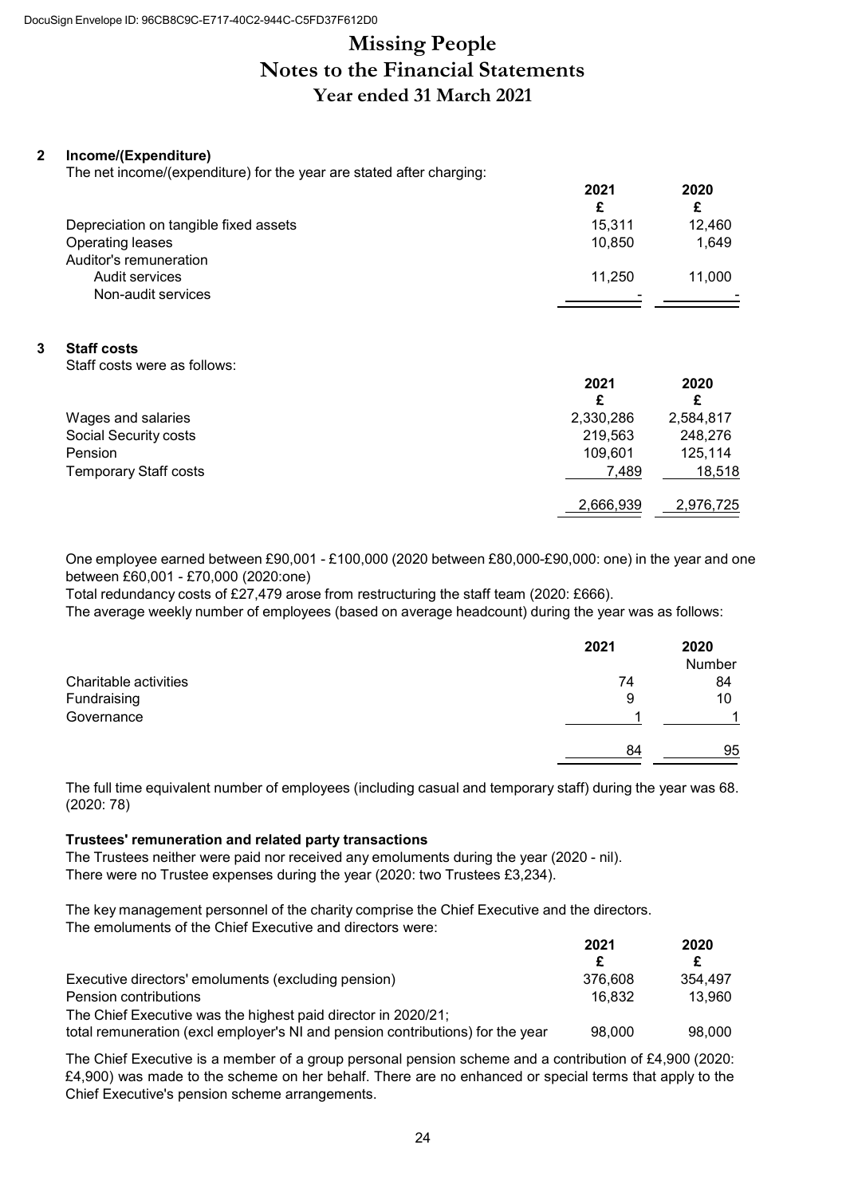# Missing People
# Notes to the Financial Statements
# Year ended 31 March 2021

## 2 Income/(Expenditure)

The net income/(expenditure) for the year are stated after charging:

| | 2021 | 2020 |
|---|---|---|
| | £ | £ |
| Depreciation on tangible fixed assets | 15,311 | 12,460 |
| Operating leases | 10,850 | 1,649 |
| Auditor's remuneration | | |
| Audit services | 11,250 | 11,000 |
| Non-audit services | - | - |

## 3 Staff costs

Staff costs were as follows:

| | 2021 | 2020 |
|---|---|---|
| | £ | £ |
| Wages and salaries | 2,330,286 | 2,584,817 |
| Social Security costs | 219,563 | 248,276 |
| Pension | 109,601 | 125,114 |
| Temporary Staff costs | 7,489 | 18,518 |
| | 2,666,939 | 2,976,725 |

One employee earned between £90,001 - £100,000 (2020 between £80,000-£90,000: one) in the year and one between £60,001 - £70,000 (2020:one)

Total redundancy costs of £27,479 arose from restructuring the staff team (2020: £666).

The average weekly number of employees (based on average headcount) during the year was as follows:

| | 2021 | 2020 |
|---|---|---|
| | | Number |
| Charitable activities | 74 | 84 |
| Fundraising | 9 | 10 |
| Governance | 1 | 1 |
| | 84 | 95 |

The full time equivalent number of employees (including casual and temporary staff) during the year was 68. (2020: 78)

**Trustees' remuneration and related party transactions**

The Trustees neither were paid nor received any emoluments during the year (2020 - nil).
There were no Trustee expenses during the year (2020: two Trustees £3,234).

The key management personnel of the charity comprise the Chief Executive and the directors.
The emoluments of the Chief Executive and directors were:

| | 2021 | 2020 |
|---|---|---|
| | £ | £ |
| Executive directors' emoluments (excluding pension) | 376,608 | 354,497 |
| Pension contributions | 16,832 | 13,960 |
| The Chief Executive was the highest paid director in 2020/21; total remuneration (excl employer's NI and pension contributions) for the year | 98,000 | 98,000 |

The Chief Executive is a member of a group personal pension scheme and a contribution of £4,900 (2020: £4,900) was made to the scheme on her behalf. There are no enhanced or special terms that apply to the Chief Executive's pension scheme arrangements.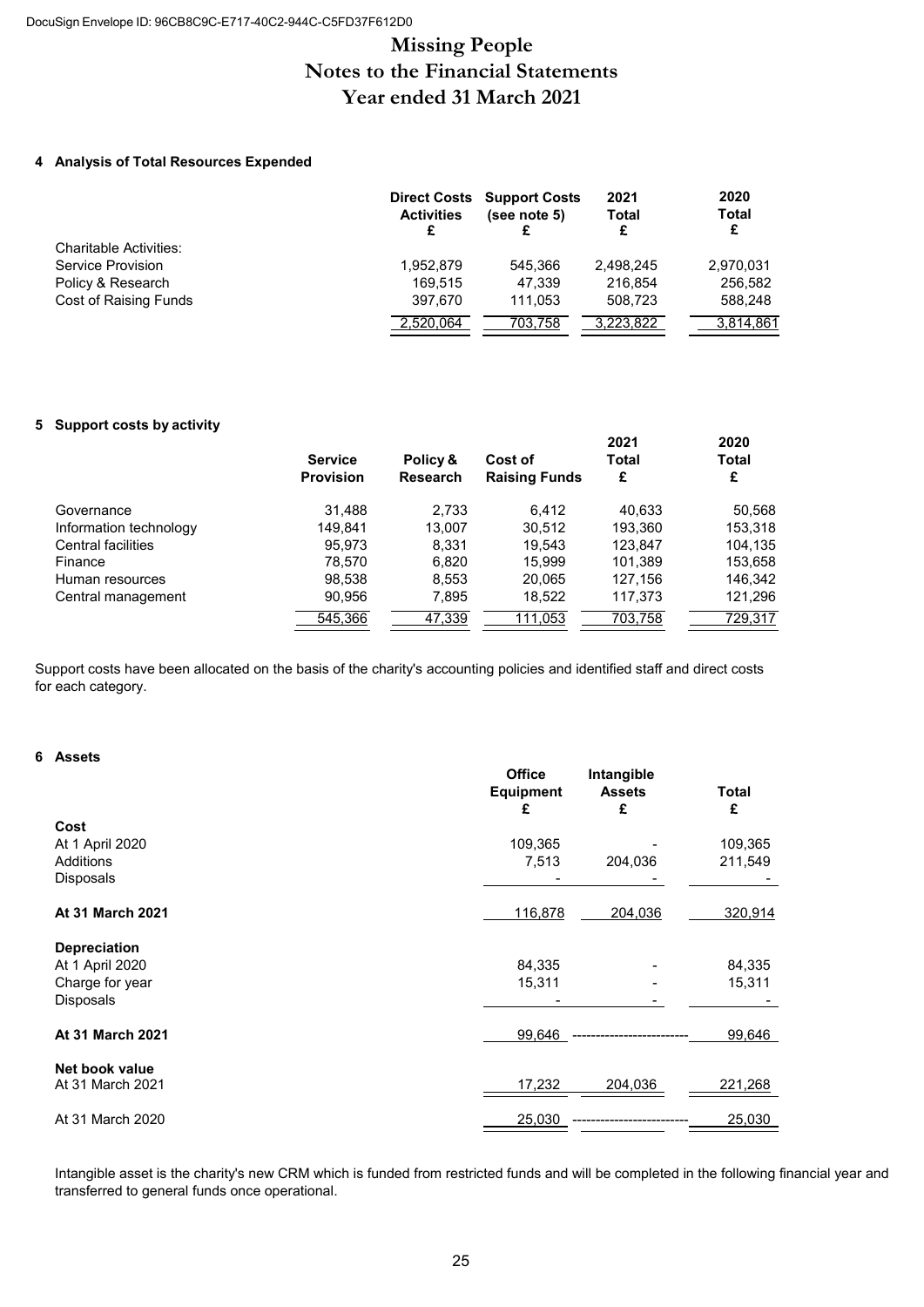# Missing People
## Notes to the Financial Statements
## Year ended 31 March 2021

### 4 Analysis of Total Resources Expended

| | Direct Costs Activities £ | Support Costs (see note 5) £ | 2021 Total £ | 2020 Total £ |
|---|---|---|---|---|
| Charitable Activities: | | | | |
| Service Provision | 1,952,879 | 545,366 | 2,498,245 | 2,970,031 |
| Policy & Research | 169,515 | 47,339 | 216,854 | 256,582 |
| Cost of Raising Funds | 397,670 | 111,053 | 508,723 | 588,248 |
| | 2,520,064 | 703,758 | 3,223,822 | 3,814,861 |

### 5 Support costs by activity

| | Service Provision | Policy & Research | Cost of Raising Funds | 2021 Total £ | 2020 Total £ |
|---|---|---|---|---|---|
| Governance | 31,488 | 2,733 | 6,412 | 40,633 | 50,568 |
| Information technology | 149,841 | 13,007 | 30,512 | 193,360 | 153,318 |
| Central facilities | 95,973 | 8,331 | 19,543 | 123,847 | 104,135 |
| Finance | 78,570 | 6,820 | 15,999 | 101,389 | 153,658 |
| Human resources | 98,538 | 8,553 | 20,065 | 127,156 | 146,342 |
| Central management | 90,956 | 7,895 | 18,522 | 117,373 | 121,296 |
| | 545,366 | 47,339 | 111,053 | 703,758 | 729,317 |

Support costs have been allocated on the basis of the charity's accounting policies and identified staff and direct costs for each category.

### 6 Assets

| | Office Equipment £ | Intangible Assets £ | Total £ |
|---|---|---|---|
| **Cost** | | | |
| At 1 April 2020 | 109,365 | - | 109,365 |
| Additions | 7,513 | 204,036 | 211,549 |
| Disposals | - | - | - |
| **At 31 March 2021** | 116,878 | 204,036 | 320,914 |
| **Depreciation** | | | |
| At 1 April 2020 | 84,335 | - | 84,335 |
| Charge for year | 15,311 | - | 15,311 |
| Disposals | - | - | - |
| **At 31 March 2021** | 99,646 | - | 99,646 |
| **Net book value** | | | |
| At 31 March 2021 | 17,232 | 204,036 | 221,268 |
| At 31 March 2020 | 25,030 | - | 25,030 |

Intangible asset is the charity's new CRM which is funded from restricted funds and will be completed in the following financial year and transferred to general funds once operational.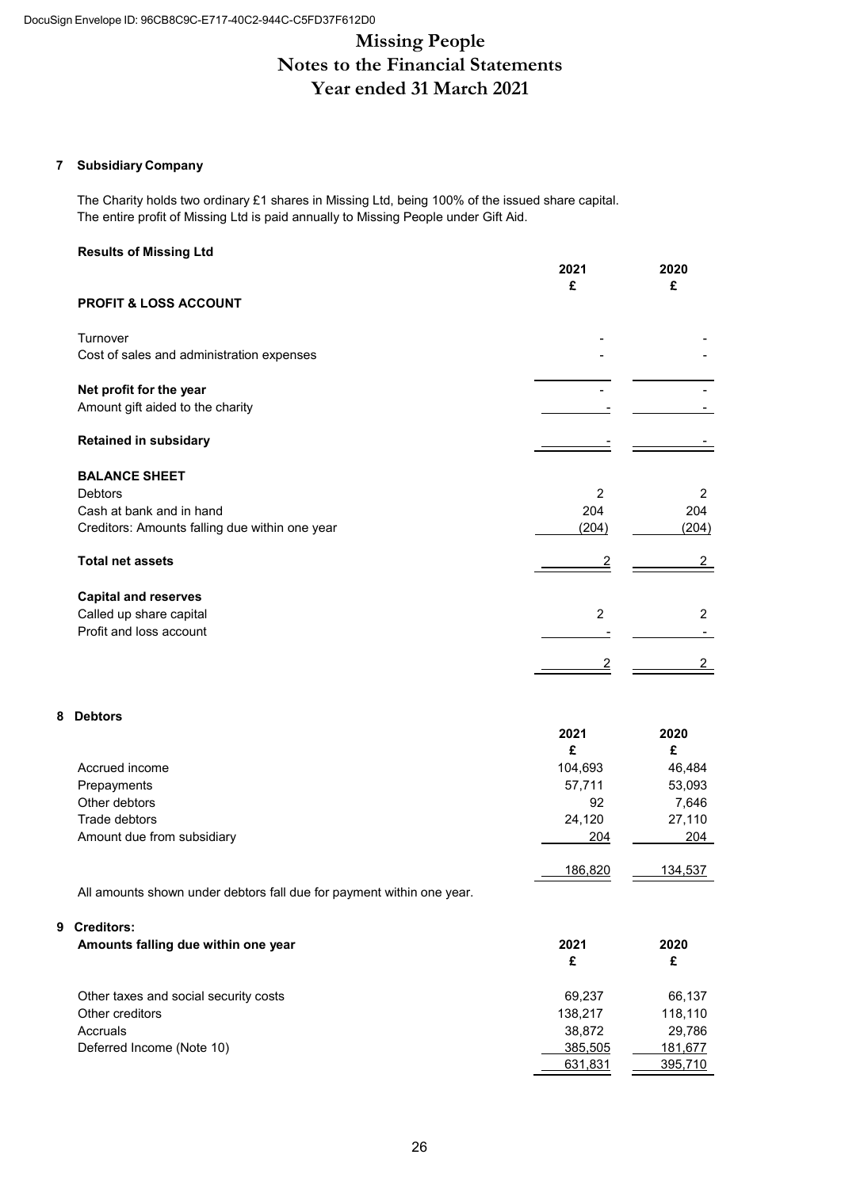# Missing People
## Notes to the Financial Statements
## Year ended 31 March 2021

### 7 Subsidiary Company

The Charity holds two ordinary £1 shares in Missing Ltd, being 100% of the issued share capital.
The entire profit of Missing Ltd is paid annually to Missing People under Gift Aid.

**Results of Missing Ltd**

| | 2021 £ | 2020 £ |
|---|---|---|
| **PROFIT & LOSS ACCOUNT** | | |
| Turnover | - | - |
| Cost of sales and administration expenses | - | - |
| **Net profit for the year** | - | - |
| Amount gift aided to the charity | - | - |
| **Retained in subsidary** | - | - |
| **BALANCE SHEET** | | |
| Debtors | 2 | 2 |
| Cash at bank and in hand | 204 | 204 |
| Creditors: Amounts falling due within one year | (204) | (204) |
| **Total net assets** | 2 | 2 |
| **Capital and reserves** | | |
| Called up share capital | 2 | 2 |
| Profit and loss account | - | - |
| | 2 | 2 |

### 8 Debtors

| | 2021 £ | 2020 £ |
|---|---|---|
| Accrued income | 104,693 | 46,484 |
| Prepayments | 57,711 | 53,093 |
| Other debtors | 92 | 7,646 |
| Trade debtors | 24,120 | 27,110 |
| Amount due from subsidiary | 204 | 204 |
| | 186,820 | 134,537 |

All amounts shown under debtors fall due for payment within one year.

### 9 Creditors:

**Amounts falling due within one year**

| | 2021 £ | 2020 £ |
|---|---|---|
| Other taxes and social security costs | 69,237 | 66,137 |
| Other creditors | 138,217 | 118,110 |
| Accruals | 38,872 | 29,786 |
| Deferred Income (Note 10) | 385,505 | 181,677 |
| | 631,831 | 395,710 |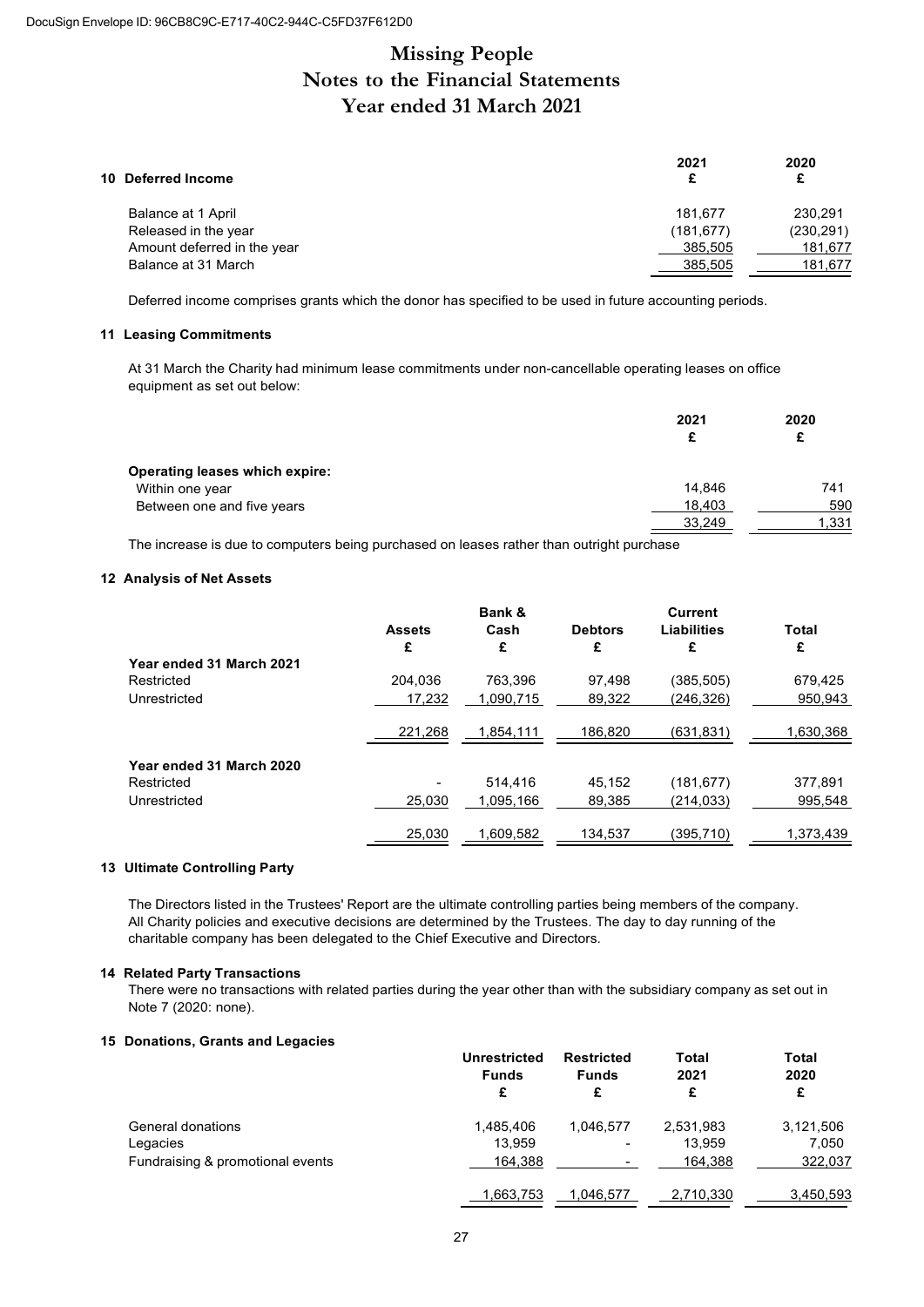# Missing People
# Notes to the Financial Statements
# Year ended 31 March 2021

### 10 Deferred Income

| | 2021 £ | 2020 £ |
|---|---|---|
| Balance at 1 April | 181,677 | 230,291 |
| Released in the year | (181,677) | (230,291) |
| Amount deferred in the year | 385,505 | 181,677 |
| Balance at 31 March | 385,505 | 181,677 |

Deferred income comprises grants which the donor has specified to be used in future accounting periods.

### 11 Leasing Commitments

At 31 March the Charity had minimum lease commitments under non-cancellable operating leases on office equipment as set out below:

| | 2021 £ | 2020 £ |
|---|---|---|
| **Operating leases which expire:** | | |
| Within one year | 14,846 | 741 |
| Between one and five years | 18,403 | 590 |
| | 33,249 | 1,331 |

The increase is due to computers being purchased on leases rather than outright purchase

### 12 Analysis of Net Assets

| | Assets £ | Bank & Cash £ | Debtors £ | Current Liabilities £ | Total £ |
|---|---|---|---|---|---|
| **Year ended 31 March 2021** | | | | | |
| Restricted | 204,036 | 763,396 | 97,498 | (385,505) | 679,425 |
| Unrestricted | 17,232 | 1,090,715 | 89,322 | (246,326) | 950,943 |
| | 221,268 | 1,854,111 | 186,820 | (631,831) | 1,630,368 |
| **Year ended 31 March 2020** | | | | | |
| Restricted | - | 514,416 | 45,152 | (181,677) | 377,891 |
| Unrestricted | 25,030 | 1,095,166 | 89,385 | (214,033) | 995,548 |
| | 25,030 | 1,609,582 | 134,537 | (395,710) | 1,373,439 |

### 13 Ultimate Controlling Party

The Directors listed in the Trustees' Report are the ultimate controlling parties being members of the company. All Charity policies and executive decisions are determined by the Trustees. The day to day running of the charitable company has been delegated to the Chief Executive and Directors.

### 14 Related Party Transactions

There were no transactions with related parties during the year other than with the subsidiary company as set out in Note 7 (2020: none).

### 15 Donations, Grants and Legacies

| | Unrestricted Funds £ | Restricted Funds £ | Total 2021 £ | Total 2020 £ |
|---|---|---|---|---|
| General donations | 1,485,406 | 1,046,577 | 2,531,983 | 3,121,506 |
| Legacies | 13,959 | - | 13,959 | 7,050 |
| Fundraising & promotional events | 164,388 | - | 164,388 | 322,037 |
| | 1,663,753 | 1,046,577 | 2,710,330 | 3,450,593 |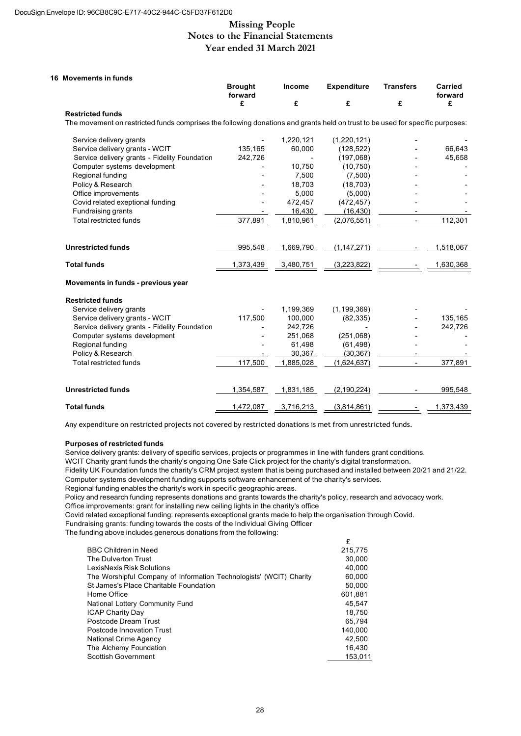DocuSign Envelope ID: 96CB8C9C-E717-40C2-944C-C5FD37F612D0

# Missing People
## Notes to the Financial Statements
## Year ended 31 March 2021

### 16 Movements in funds

| | Brought forward £ | Income £ | Expenditure £ | Transfers £ | Carried forward £ |
|---|---|---|---|---|---|
| **Restricted funds** | | | | | |
| The movement on restricted funds comprises the following donations and grants held on trust to be used for specific purposes: | | | | | |
| Service delivery grants | - | 1,220,121 | (1,220,121) | - | - |
| Service delivery grants - WCIT | 135,165 | 60,000 | (128,522) | - | 66,643 |
| Service delivery grants - Fidelity Foundation | 242,726 | - | (197,068) | - | 45,658 |
| Computer systems development | - | 10,750 | (10,750) | - | - |
| Regional funding | - | 7,500 | (7,500) | - | - |
| Policy & Research | - | 18,703 | (18,703) | - | - |
| Office improvements | - | 5,000 | (5,000) | - | - |
| Covid related exeptional funding | - | 472,457 | (472,457) | - | - |
| Fundraising grants | - | 16,430 | (16,430) | - | - |
| Total restricted funds | 377,891 | 1,810,961 | (2,076,551) | - | 112,301 |
| | | | | | |
| **Unrestricted funds** | 995,548 | 1,669,790 | (1,147,271) | - | 1,518,067 |
| | | | | | |
| **Total funds** | 1,373,439 | 3,480,751 | (3,223,822) | - | 1,630,368 |
| | | | | | |
| **Movements in funds - previous year** | | | | | |
| | | | | | |
| **Restricted funds** | | | | | |
| Service delivery grants | - | 1,199,369 | (1,199,369) | - | - |
| Service delivery grants - WCIT | 117,500 | 100,000 | (82,335) | - | 135,165 |
| Service delivery grants - Fidelity Foundation | - | 242,726 | - | - | 242,726 |
| Computer systems development | - | 251,068 | (251,068) | - | - |
| Regional funding | - | 61,498 | (61,498) | - | - |
| Policy & Research | - | 30,367 | (30,367) | - | - |
| Total restricted funds | 117,500 | 1,885,028 | (1,624,637) | - | 377,891 |
| | | | | | |
| **Unrestricted funds** | 1,354,587 | 1,831,185 | (2,190,224) | - | 995,548 |
| | | | | | |
| **Total funds** | 1,472,087 | 3,716,213 | (3,814,861) | - | 1,373,439 |

Any expenditure on restricted projects not covered by restricted donations is met from unrestricted funds.

**Purposes of restricted funds**

Service delivery grants: delivery of specific services, projects or programmes in line with funders grant conditions.
WCIT Charity grant funds the charity's ongoing One Safe Click project for the charity's digital transformation.
Fidelity UK Foundation funds the charity's CRM project system that is being purchased and installed between 20/21 and 21/22.
Computer systems development funding supports software enhancement of the charity's services.
Regional funding enables the charity's work in specific geographic areas.
Policy and research funding represents donations and grants towards the charity's policy, research and advocacy work.
Office improvements: grant for installing new ceiling lights in the charity's office
Covid related exceptional funding: represents exceptional grants made to help the organisation through Covid.
Fundraising grants: funding towards the costs of the Individual Giving Officer
The funding above includes generous donations from the following:

| | £ |
|---|---|
| BBC Children in Need | 215,775 |
| The Dulverton Trust | 30,000 |
| LexisNexis Risk Solutions | 40,000 |
| The Worshipful Company of Information Technologists' (WCIT) Charity | 60,000 |
| St James's Place Charitable Foundation | 50,000 |
| Home Office | 601,881 |
| National Lottery Community Fund | 45,547 |
| ICAP Charity Day | 18,750 |
| Postcode Dream Trust | 65,794 |
| Postcode Innovation Trust | 140,000 |
| National Crime Agency | 42,500 |
| The Alchemy Foundation | 16,430 |
| Scottish Government | 153,011 |